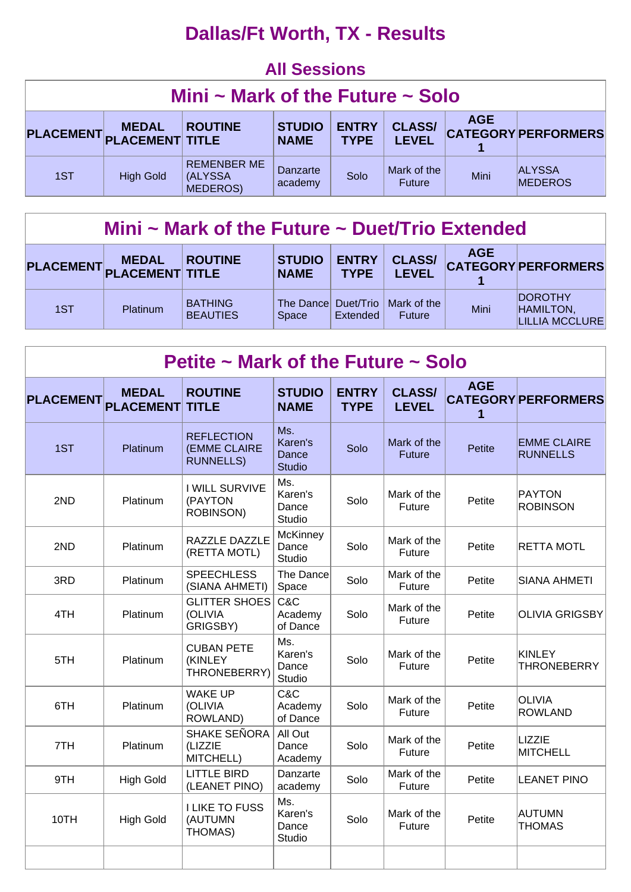# Dallas/Ft Worth, TX - Results

## All Sessions

### Mini ~ Mark of the Future ~ Solo

| PLACEMENT | MEDAL PLACEMENT | ROUTINE TITLE | STUDIO NAME | ENTRY TYPE | CLASS/ LEVEL | AGE CATEGORY 1 | PERFORMERS |
|---|---|---|---|---|---|---|---|
| 1ST | High Gold | REMENBER ME (ALYSSA MEDEROS) | Danzarte academy | Solo | Mark of the Future | Mini | ALYSSA MEDEROS |

### Mini ~ Mark of the Future ~ Duet/Trio Extended

| PLACEMENT | MEDAL PLACEMENT | ROUTINE TITLE | STUDIO NAME | ENTRY TYPE | CLASS/ LEVEL | AGE CATEGORY 1 | PERFORMERS |
|---|---|---|---|---|---|---|---|
| 1ST | Platinum | BATHING BEAUTIES | The Dance Space | Duet/Trio Extended | Mark of the Future | Mini | DOROTHY HAMILTON, LILLIA MCCLURE |

### Petite ~ Mark of the Future ~ Solo

| PLACEMENT | MEDAL PLACEMENT | ROUTINE TITLE | STUDIO NAME | ENTRY TYPE | CLASS/ LEVEL | AGE CATEGORY 1 | PERFORMERS |
|---|---|---|---|---|---|---|---|
| 1ST | Platinum | REFLECTION (EMME CLAIRE RUNNELLS) | Ms. Karen's Dance Studio | Solo | Mark of the Future | Petite | EMME CLAIRE RUNNELLS |
| 2ND | Platinum | I WILL SURVIVE (PAYTON ROBINSON) | Ms. Karen's Dance Studio | Solo | Mark of the Future | Petite | PAYTON ROBINSON |
| 2ND | Platinum | RAZZLE DAZZLE (RETTA MOTL) | McKinney Dance Studio | Solo | Mark of the Future | Petite | RETTA MOTL |
| 3RD | Platinum | SPEECHLESS (SIANA AHMETI) | The Dance Space | Solo | Mark of the Future | Petite | SIANA AHMETI |
| 4TH | Platinum | GLITTER SHOES (OLIVIA GRIGSBY) | C&C Academy of Dance | Solo | Mark of the Future | Petite | OLIVIA GRIGSBY |
| 5TH | Platinum | CUBAN PETE (KINLEY THRONEBERRY) | Ms. Karen's Dance Studio | Solo | Mark of the Future | Petite | KINLEY THRONEBERRY |
| 6TH | Platinum | WAKE UP (OLIVIA ROWLAND) | C&C Academy of Dance | Solo | Mark of the Future | Petite | OLIVIA ROWLAND |
| 7TH | Platinum | SHAKE SEÑORA (LIZZIE MITCHELL) | All Out Dance Academy | Solo | Mark of the Future | Petite | LIZZIE MITCHELL |
| 9TH | High Gold | LITTLE BIRD (LEANET PINO) | Danzarte academy | Solo | Mark of the Future | Petite | LEANET PINO |
| 10TH | High Gold | I LIKE TO FUSS (AUTUMN THOMAS) | Ms. Karen's Dance Studio | Solo | Mark of the Future | Petite | AUTUMN THOMAS |
| | | | | | | | |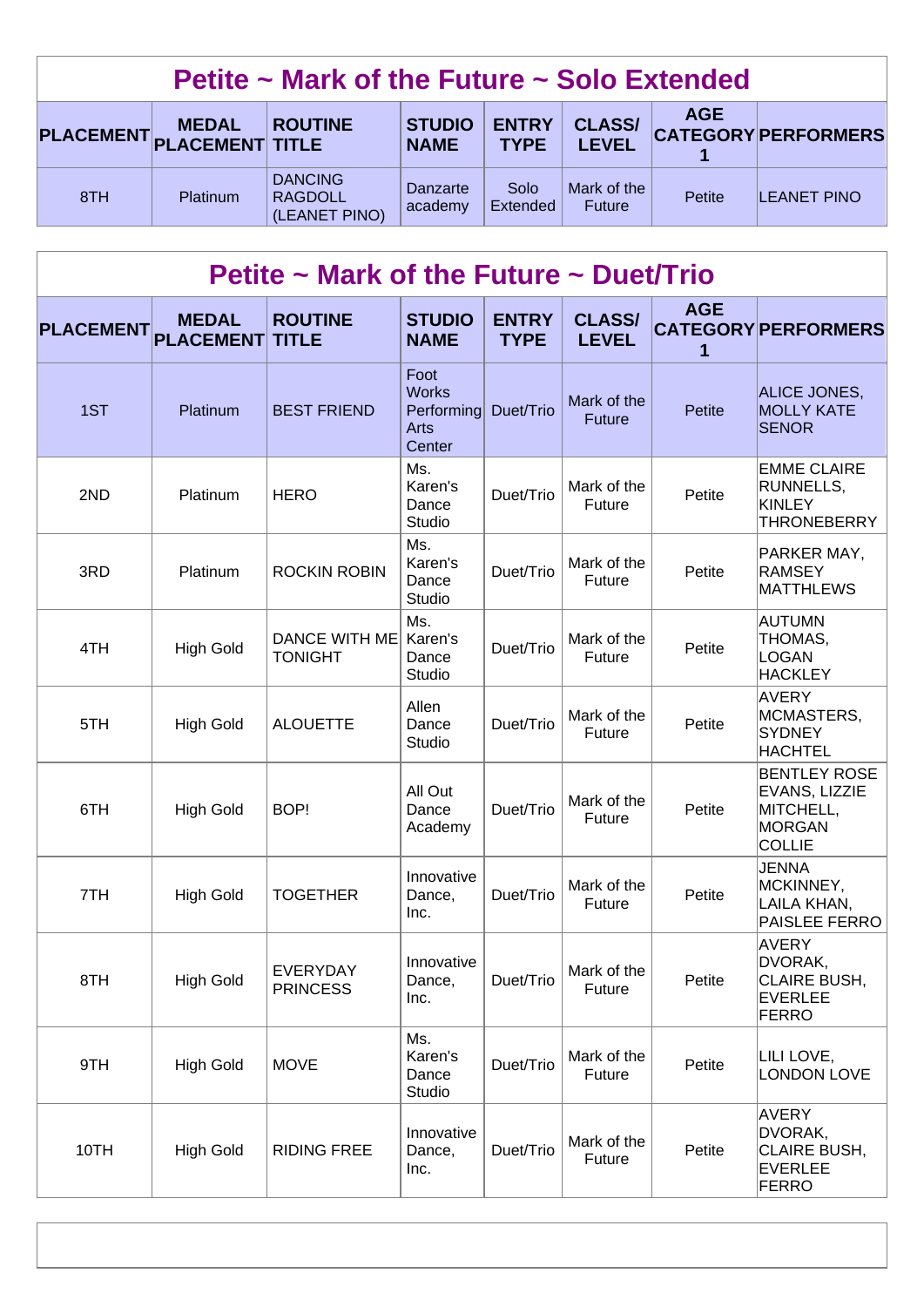## Petite ~ Mark of the Future ~ Solo Extended

| PLACEMENT | MEDAL PLACEMENT | ROUTINE TITLE | STUDIO NAME | ENTRY TYPE | CLASS/ LEVEL | AGE CATEGORY 1 | PERFORMERS |
|---|---|---|---|---|---|---|---|
| 8TH | Platinum | DANCING RAGDOLL (LEANET PINO) | Danzarte academy | Solo Extended | Mark of the Future | Petite | LEANET PINO |

## Petite ~ Mark of the Future ~ Duet/Trio

| PLACEMENT | MEDAL PLACEMENT | ROUTINE TITLE | STUDIO NAME | ENTRY TYPE | CLASS/ LEVEL | AGE CATEGORY 1 | PERFORMERS |
|---|---|---|---|---|---|---|---|
| 1ST | Platinum | BEST FRIEND | Foot Works Performing Arts Center | Duet/Trio | Mark of the Future | Petite | ALICE JONES, MOLLY KATE SENOR |
| 2ND | Platinum | HERO | Ms. Karen's Dance Studio | Duet/Trio | Mark of the Future | Petite | EMME CLAIRE RUNNELLS, KINLEY THRONEBERRY |
| 3RD | Platinum | ROCKIN ROBIN | Ms. Karen's Dance Studio | Duet/Trio | Mark of the Future | Petite | PARKER MAY, RAMSEY MATTHLEWS |
| 4TH | High Gold | DANCE WITH ME TONIGHT | Ms. Karen's Dance Studio | Duet/Trio | Mark of the Future | Petite | AUTUMN THOMAS, LOGAN HACKLEY |
| 5TH | High Gold | ALOUETTE | Allen Dance Studio | Duet/Trio | Mark of the Future | Petite | AVERY MCMASTERS, SYDNEY HACHTEL |
| 6TH | High Gold | BOP! | All Out Dance Academy | Duet/Trio | Mark of the Future | Petite | BENTLEY ROSE EVANS, LIZZIE MITCHELL, MORGAN COLLIE |
| 7TH | High Gold | TOGETHER | Innovative Dance, Inc. | Duet/Trio | Mark of the Future | Petite | JENNA MCKINNEY, LAILA KHAN, PAISLEE FERRO |
| 8TH | High Gold | EVERYDAY PRINCESS | Innovative Dance, Inc. | Duet/Trio | Mark of the Future | Petite | AVERY DVORAK, CLAIRE BUSH, EVERLEE FERRO |
| 9TH | High Gold | MOVE | Ms. Karen's Dance Studio | Duet/Trio | Mark of the Future | Petite | LILI LOVE, LONDON LOVE |
| 10TH | High Gold | RIDING FREE | Innovative Dance, Inc. | Duet/Trio | Mark of the Future | Petite | AVERY DVORAK, CLAIRE BUSH, EVERLEE FERRO |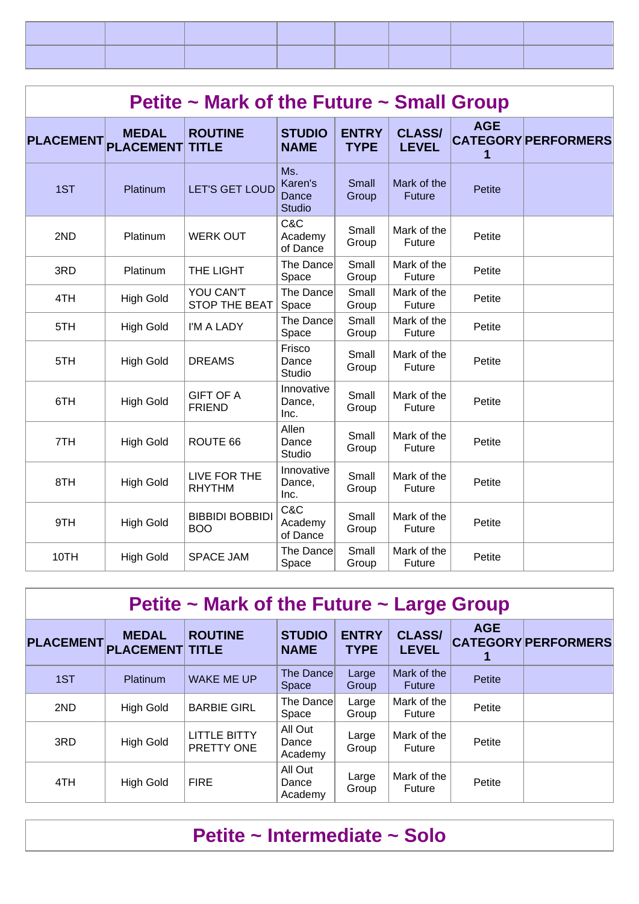| | | | | | | | |
|---|---|---|---|---|---|---|---|
| | | | | | | | |
| | | | | | | | |

## Petite ~ Mark of the Future ~ Small Group

| PLACEMENT | MEDAL PLACEMENT | ROUTINE TITLE | STUDIO NAME | ENTRY TYPE | CLASS/ LEVEL | AGE CATEGORY 1 | PERFORMERS |
|---|---|---|---|---|---|---|---|
| 1ST | Platinum | LET'S GET LOUD | Ms. Karen's Dance Studio | Small Group | Mark of the Future | Petite | |
| 2ND | Platinum | WERK OUT | C&C Academy of Dance | Small Group | Mark of the Future | Petite | |
| 3RD | Platinum | THE LIGHT | The Dance Space | Small Group | Mark of the Future | Petite | |
| 4TH | High Gold | YOU CAN'T STOP THE BEAT | The Dance Space | Small Group | Mark of the Future | Petite | |
| 5TH | High Gold | I'M A LADY | The Dance Space | Small Group | Mark of the Future | Petite | |
| 5TH | High Gold | DREAMS | Frisco Dance Studio | Small Group | Mark of the Future | Petite | |
| 6TH | High Gold | GIFT OF A FRIEND | Innovative Dance, Inc. | Small Group | Mark of the Future | Petite | |
| 7TH | High Gold | ROUTE 66 | Allen Dance Studio | Small Group | Mark of the Future | Petite | |
| 8TH | High Gold | LIVE FOR THE RHYTHM | Innovative Dance, Inc. | Small Group | Mark of the Future | Petite | |
| 9TH | High Gold | BIBBIDI BOBBIDI BOO | C&C Academy of Dance | Small Group | Mark of the Future | Petite | |
| 10TH | High Gold | SPACE JAM | The Dance Space | Small Group | Mark of the Future | Petite | |

## Petite ~ Mark of the Future ~ Large Group

| PLACEMENT | MEDAL PLACEMENT | ROUTINE TITLE | STUDIO NAME | ENTRY TYPE | CLASS/ LEVEL | AGE CATEGORY 1 | PERFORMERS |
|---|---|---|---|---|---|---|---|
| 1ST | Platinum | WAKE ME UP | The Dance Space | Large Group | Mark of the Future | Petite | |
| 2ND | High Gold | BARBIE GIRL | The Dance Space | Large Group | Mark of the Future | Petite | |
| 3RD | High Gold | LITTLE BITTY PRETTY ONE | All Out Dance Academy | Large Group | Mark of the Future | Petite | |
| 4TH | High Gold | FIRE | All Out Dance Academy | Large Group | Mark of the Future | Petite | |

## Petite ~ Intermediate ~ Solo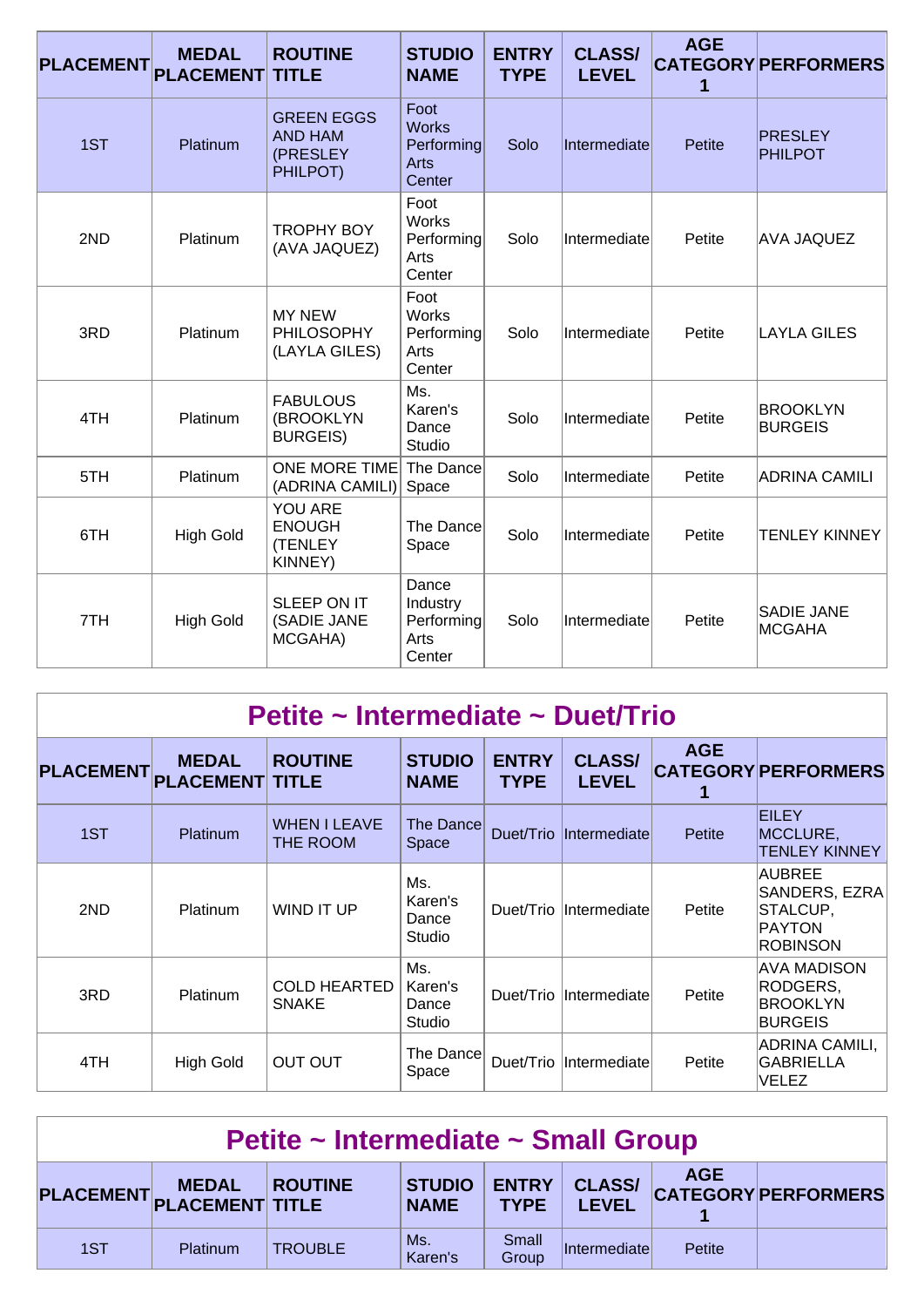| PLACEMENT | MEDAL PLACEMENT | ROUTINE TITLE | STUDIO NAME | ENTRY TYPE | CLASS/ LEVEL | AGE CATEGORY 1 | PERFORMERS |
|---|---|---|---|---|---|---|---|
| 1ST | Platinum | GREEN EGGS AND HAM (PRESLEY PHILPOT) | Foot Works Performing Arts Center | Solo | Intermediate | Petite | PRESLEY PHILPOT |
| 2ND | Platinum | TROPHY BOY (AVA JAQUEZ) | Foot Works Performing Arts Center | Solo | Intermediate | Petite | AVA JAQUEZ |
| 3RD | Platinum | MY NEW PHILOSOPHY (LAYLA GILES) | Foot Works Performing Arts Center | Solo | Intermediate | Petite | LAYLA GILES |
| 4TH | Platinum | FABULOUS (BROOKLYN BURGEIS) | Ms. Karen's Dance Studio | Solo | Intermediate | Petite | BROOKLYN BURGEIS |
| 5TH | Platinum | ONE MORE TIME (ADRINA CAMILI) | The Dance Space | Solo | Intermediate | Petite | ADRINA CAMILI |
| 6TH | High Gold | YOU ARE ENOUGH (TENLEY KINNEY) | The Dance Space | Solo | Intermediate | Petite | TENLEY KINNEY |
| 7TH | High Gold | SLEEP ON IT (SADIE JANE MCGAHA) | Dance Industry Performing Arts Center | Solo | Intermediate | Petite | SADIE JANE MCGAHA |

## Petite ~ Intermediate ~ Duet/Trio

| PLACEMENT | MEDAL PLACEMENT | ROUTINE TITLE | STUDIO NAME | ENTRY TYPE | CLASS/ LEVEL | AGE CATEGORY 1 | PERFORMERS |
|---|---|---|---|---|---|---|---|
| 1ST | Platinum | WHEN I LEAVE THE ROOM | The Dance Space | Duet/Trio | Intermediate | Petite | EILEY MCCLURE, TENLEY KINNEY |
| 2ND | Platinum | WIND IT UP | Ms. Karen's Dance Studio | Duet/Trio | Intermediate | Petite | AUBREE SANDERS, EZRA STALCUP, PAYTON ROBINSON |
| 3RD | Platinum | COLD HEARTED SNAKE | Ms. Karen's Dance Studio | Duet/Trio | Intermediate | Petite | AVA MADISON RODGERS, BROOKLYN BURGEIS |
| 4TH | High Gold | OUT OUT | The Dance Space | Duet/Trio | Intermediate | Petite | ADRINA CAMILI, GABRIELLA VELEZ |

## Petite ~ Intermediate ~ Small Group

| PLACEMENT | MEDAL PLACEMENT | ROUTINE TITLE | STUDIO NAME | ENTRY TYPE | CLASS/ LEVEL | AGE CATEGORY 1 | PERFORMERS |
|---|---|---|---|---|---|---|---|
| 1ST | Platinum | TROUBLE | Ms. Karen's | Small Group | Intermediate | Petite | |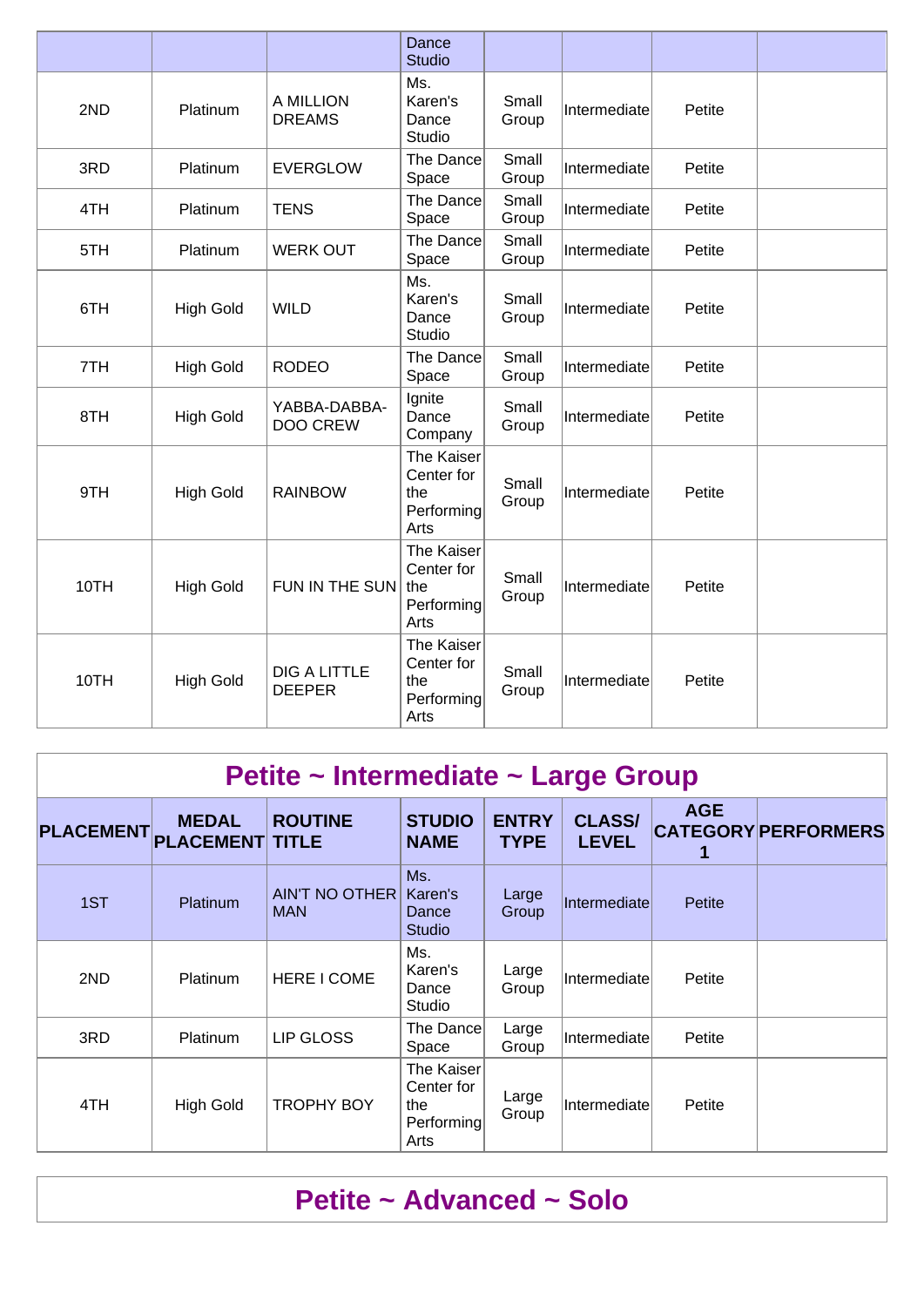| | | | Dance Studio | | | | |
|---|---|---|---|---|---|---|---|
| 2ND | Platinum | A MILLION DREAMS | Ms. Karen's Dance Studio | Small Group | Intermediate | Petite | |
| 3RD | Platinum | EVERGLOW | The Dance Space | Small Group | Intermediate | Petite | |
| 4TH | Platinum | TENS | The Dance Space | Small Group | Intermediate | Petite | |
| 5TH | Platinum | WERK OUT | The Dance Space | Small Group | Intermediate | Petite | |
| 6TH | High Gold | WILD | Ms. Karen's Dance Studio | Small Group | Intermediate | Petite | |
| 7TH | High Gold | RODEO | The Dance Space | Small Group | Intermediate | Petite | |
| 8TH | High Gold | YABBA-DABBA-DOO CREW | Ignite Dance Company | Small Group | Intermediate | Petite | |
| 9TH | High Gold | RAINBOW | The Kaiser Center for the Performing Arts | Small Group | Intermediate | Petite | |
| 10TH | High Gold | FUN IN THE SUN | The Kaiser Center for the Performing Arts | Small Group | Intermediate | Petite | |
| 10TH | High Gold | DIG A LITTLE DEEPER | The Kaiser Center for the Performing Arts | Small Group | Intermediate | Petite | |

## Petite ~ Intermediate ~ Large Group

| PLACEMENT | MEDAL PLACEMENT | ROUTINE TITLE | STUDIO NAME | ENTRY TYPE | CLASS/ LEVEL | AGE CATEGORY 1 | PERFORMERS |
|---|---|---|---|---|---|---|---|
| 1ST | Platinum | AIN'T NO OTHER MAN | Ms. Karen's Dance Studio | Large Group | Intermediate | Petite | |
| 2ND | Platinum | HERE I COME | Ms. Karen's Dance Studio | Large Group | Intermediate | Petite | |
| 3RD | Platinum | LIP GLOSS | The Dance Space | Large Group | Intermediate | Petite | |
| 4TH | High Gold | TROPHY BOY | The Kaiser Center for the Performing Arts | Large Group | Intermediate | Petite | |

## Petite ~ Advanced ~ Solo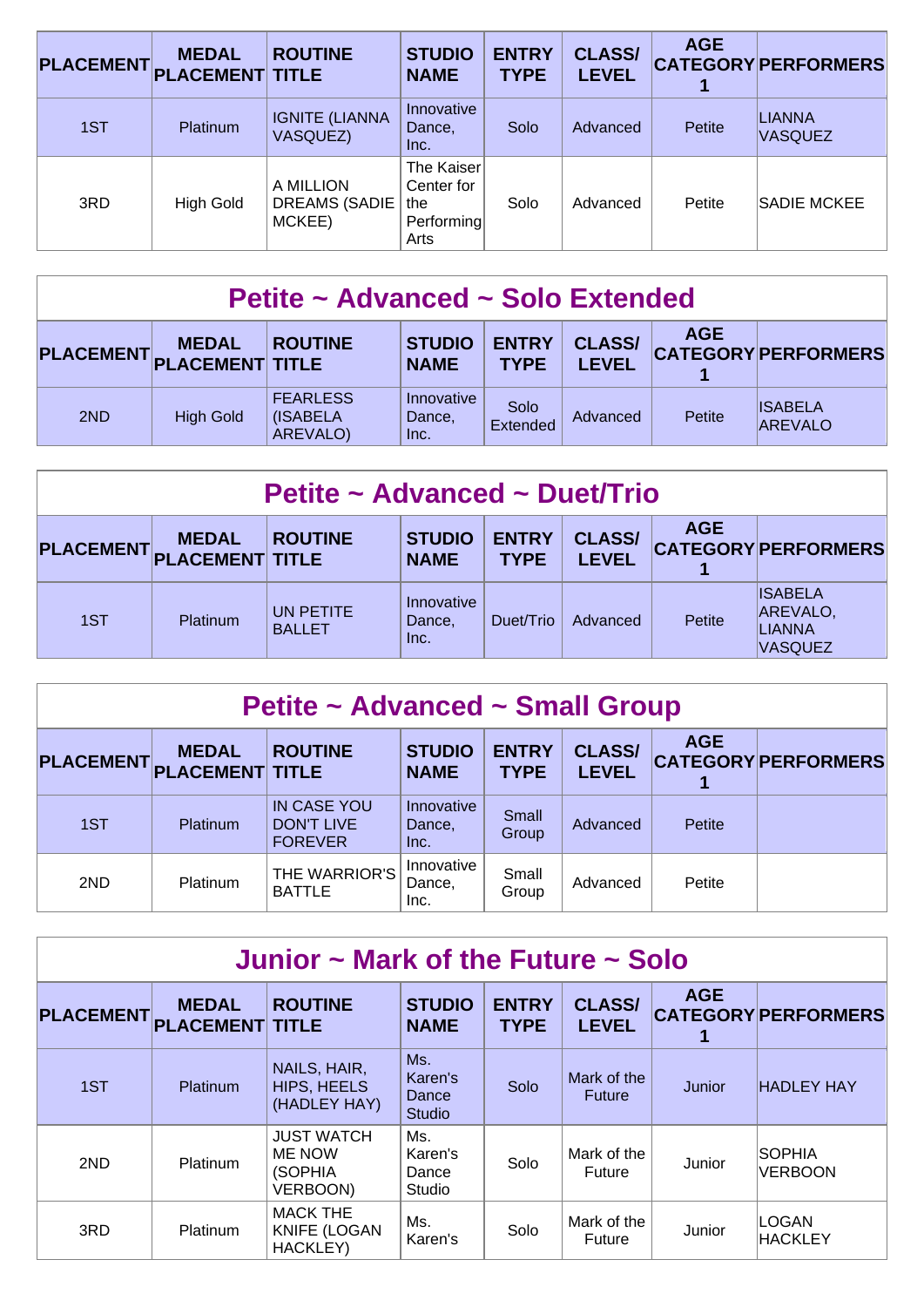| PLACEMENT | MEDAL PLACEMENT | ROUTINE TITLE | STUDIO NAME | ENTRY TYPE | CLASS/ LEVEL | AGE CATEGORY 1 | PERFORMERS |
|---|---|---|---|---|---|---|---|
| 1ST | Platinum | IGNITE (LIANNA VASQUEZ) | Innovative Dance, Inc. | Solo | Advanced | Petite | LIANNA VASQUEZ |
| 3RD | High Gold | A MILLION DREAMS (SADIE MCKEE) | The Kaiser Center for the Performing Arts | Solo | Advanced | Petite | SADIE MCKEE |

## Petite ~ Advanced ~ Solo Extended

| PLACEMENT | MEDAL PLACEMENT | ROUTINE TITLE | STUDIO NAME | ENTRY TYPE | CLASS/ LEVEL | AGE CATEGORY 1 | PERFORMERS |
|---|---|---|---|---|---|---|---|
| 2ND | High Gold | FEARLESS (ISABELA AREVALO) | Innovative Dance, Inc. | Solo Extended | Advanced | Petite | ISABELA AREVALO |

## Petite ~ Advanced ~ Duet/Trio

| PLACEMENT | MEDAL PLACEMENT | ROUTINE TITLE | STUDIO NAME | ENTRY TYPE | CLASS/ LEVEL | AGE CATEGORY 1 | PERFORMERS |
|---|---|---|---|---|---|---|---|
| 1ST | Platinum | UN PETITE BALLET | Innovative Dance, Inc. | Duet/Trio | Advanced | Petite | ISABELA AREVALO, LIANNA VASQUEZ |

## Petite ~ Advanced ~ Small Group

| PLACEMENT | MEDAL PLACEMENT | ROUTINE TITLE | STUDIO NAME | ENTRY TYPE | CLASS/ LEVEL | AGE CATEGORY 1 | PERFORMERS |
|---|---|---|---|---|---|---|---|
| 1ST | Platinum | IN CASE YOU DON'T LIVE FOREVER | Innovative Dance, Inc. | Small Group | Advanced | Petite | |
| 2ND | Platinum | THE WARRIOR'S BATTLE | Innovative Dance, Inc. | Small Group | Advanced | Petite | |

## Junior ~ Mark of the Future ~ Solo

| PLACEMENT | MEDAL PLACEMENT | ROUTINE TITLE | STUDIO NAME | ENTRY TYPE | CLASS/ LEVEL | AGE CATEGORY 1 | PERFORMERS |
|---|---|---|---|---|---|---|---|
| 1ST | Platinum | NAILS, HAIR, HIPS, HEELS (HADLEY HAY) | Ms. Karen's Dance Studio | Solo | Mark of the Future | Junior | HADLEY HAY |
| 2ND | Platinum | JUST WATCH ME NOW (SOPHIA VERBOON) | Ms. Karen's Dance Studio | Solo | Mark of the Future | Junior | SOPHIA VERBOON |
| 3RD | Platinum | MACK THE KNIFE (LOGAN HACKLEY) | Ms. Karen's | Solo | Mark of the Future | Junior | LOGAN HACKLEY |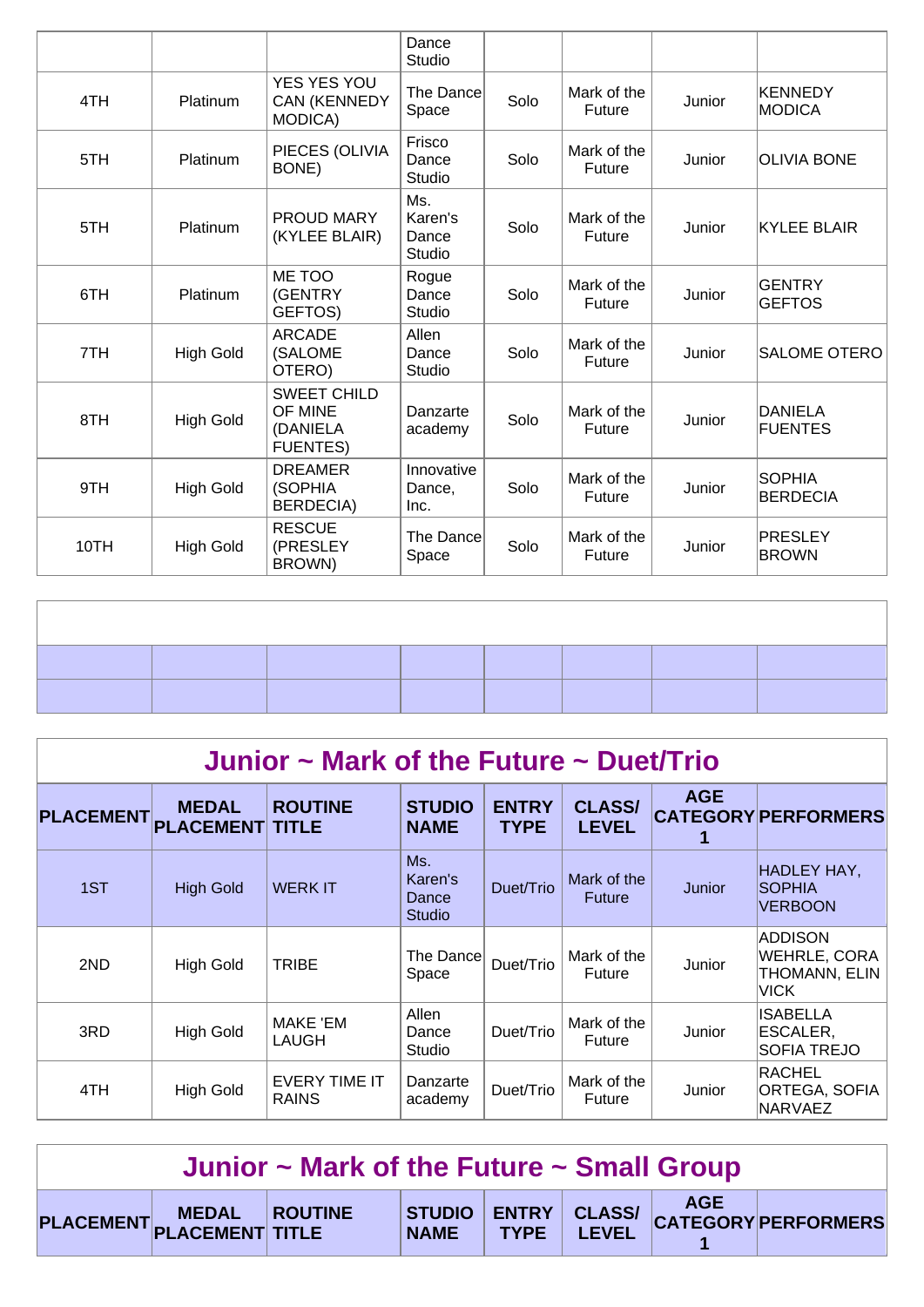| | | | Dance Studio | | | | |
|---|---|---|---|---|---|---|---|
| 4TH | Platinum | YES YES YOU CAN (KENNEDY MODICA) | The Dance Space | Solo | Mark of the Future | Junior | KENNEDY MODICA |
| 5TH | Platinum | PIECES (OLIVIA BONE) | Frisco Dance Studio | Solo | Mark of the Future | Junior | OLIVIA BONE |
| 5TH | Platinum | PROUD MARY (KYLEE BLAIR) | Ms. Karen's Dance Studio | Solo | Mark of the Future | Junior | KYLEE BLAIR |
| 6TH | Platinum | ME TOO (GENTRY GEFTOS) | Rogue Dance Studio | Solo | Mark of the Future | Junior | GENTRY GEFTOS |
| 7TH | High Gold | ARCADE (SALOME OTERO) | Allen Dance Studio | Solo | Mark of the Future | Junior | SALOME OTERO |
| 8TH | High Gold | SWEET CHILD OF MINE (DANIELA FUENTES) | Danzarte academy | Solo | Mark of the Future | Junior | DANIELA FUENTES |
| 9TH | High Gold | DREAMER (SOPHIA BERDECIA) | Innovative Dance, Inc. | Solo | Mark of the Future | Junior | SOPHIA BERDECIA |
| 10TH | High Gold | RESCUE (PRESLEY BROWN) | The Dance Space | Solo | Mark of the Future | Junior | PRESLEY BROWN |

## Junior ~ Mark of the Future ~ Duet/Trio

| PLACEMENT | MEDAL PLACEMENT | ROUTINE TITLE | STUDIO NAME | ENTRY TYPE | CLASS/ LEVEL | AGE CATEGORY 1 | PERFORMERS |
|---|---|---|---|---|---|---|---|
| 1ST | High Gold | WERK IT | Ms. Karen's Dance Studio | Duet/Trio | Mark of the Future | Junior | HADLEY HAY, SOPHIA VERBOON |
| 2ND | High Gold | TRIBE | The Dance Space | Duet/Trio | Mark of the Future | Junior | ADDISON WEHRLE, CORA THOMANN, ELIN VICK |
| 3RD | High Gold | MAKE 'EM LAUGH | Allen Dance Studio | Duet/Trio | Mark of the Future | Junior | ISABELLA ESCALER, SOFIA TREJO |
| 4TH | High Gold | EVERY TIME IT RAINS | Danzarte academy | Duet/Trio | Mark of the Future | Junior | RACHEL ORTEGA, SOFIA NARVAEZ |

## Junior ~ Mark of the Future ~ Small Group

| PLACEMENT | MEDAL PLACEMENT | ROUTINE TITLE | STUDIO NAME | ENTRY TYPE | CLASS/ LEVEL | AGE CATEGORY 1 | PERFORMERS |
|---|---|---|---|---|---|---|---|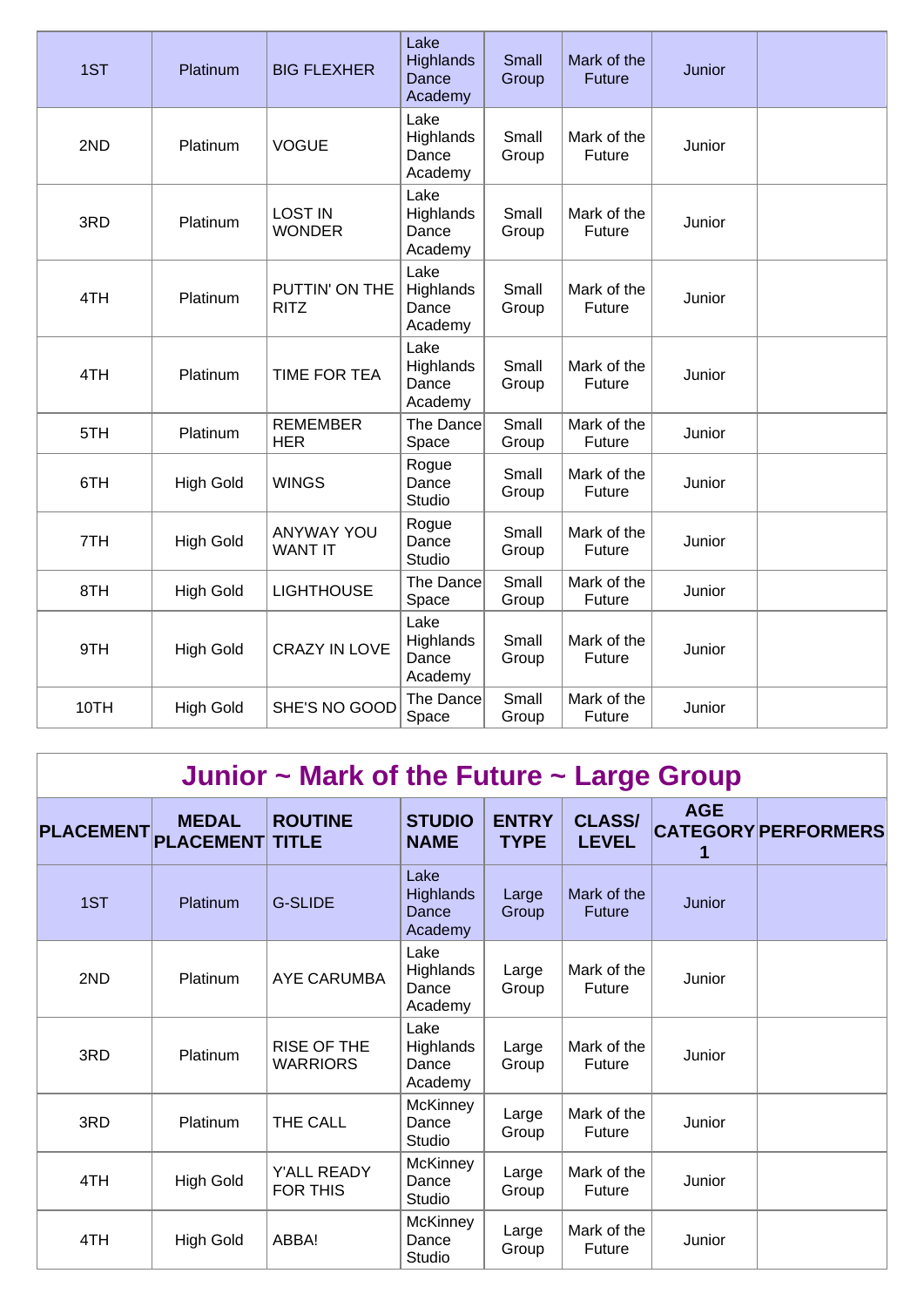| | | | | | | | |
|---|---|---|---|---|---|---|---|
| 1ST | Platinum | BIG FLEXHER | Lake Highlands Dance Academy | Small Group | Mark of the Future | Junior | |
| 2ND | Platinum | VOGUE | Lake Highlands Dance Academy | Small Group | Mark of the Future | Junior | |
| 3RD | Platinum | LOST IN WONDER | Lake Highlands Dance Academy | Small Group | Mark of the Future | Junior | |
| 4TH | Platinum | PUTTIN' ON THE RITZ | Lake Highlands Dance Academy | Small Group | Mark of the Future | Junior | |
| 4TH | Platinum | TIME FOR TEA | Lake Highlands Dance Academy | Small Group | Mark of the Future | Junior | |
| 5TH | Platinum | REMEMBER HER | The Dance Space | Small Group | Mark of the Future | Junior | |
| 6TH | High Gold | WINGS | Rogue Dance Studio | Small Group | Mark of the Future | Junior | |
| 7TH | High Gold | ANYWAY YOU WANT IT | Rogue Dance Studio | Small Group | Mark of the Future | Junior | |
| 8TH | High Gold | LIGHTHOUSE | The Dance Space | Small Group | Mark of the Future | Junior | |
| 9TH | High Gold | CRAZY IN LOVE | Lake Highlands Dance Academy | Small Group | Mark of the Future | Junior | |
| 10TH | High Gold | SHE'S NO GOOD | The Dance Space | Small Group | Mark of the Future | Junior | |

## Junior ~ Mark of the Future ~ Large Group

| PLACEMENT | MEDAL PLACEMENT | ROUTINE TITLE | STUDIO NAME | ENTRY TYPE | CLASS/ LEVEL | AGE CATEGORY 1 | PERFORMERS |
|---|---|---|---|---|---|---|---|
| 1ST | Platinum | G-SLIDE | Lake Highlands Dance Academy | Large Group | Mark of the Future | Junior | |
| 2ND | Platinum | AYE CARUMBA | Lake Highlands Dance Academy | Large Group | Mark of the Future | Junior | |
| 3RD | Platinum | RISE OF THE WARRIORS | Lake Highlands Dance Academy | Large Group | Mark of the Future | Junior | |
| 3RD | Platinum | THE CALL | McKinney Dance Studio | Large Group | Mark of the Future | Junior | |
| 4TH | High Gold | Y'ALL READY FOR THIS | McKinney Dance Studio | Large Group | Mark of the Future | Junior | |
| 4TH | High Gold | ABBA! | McKinney Dance Studio | Large Group | Mark of the Future | Junior | |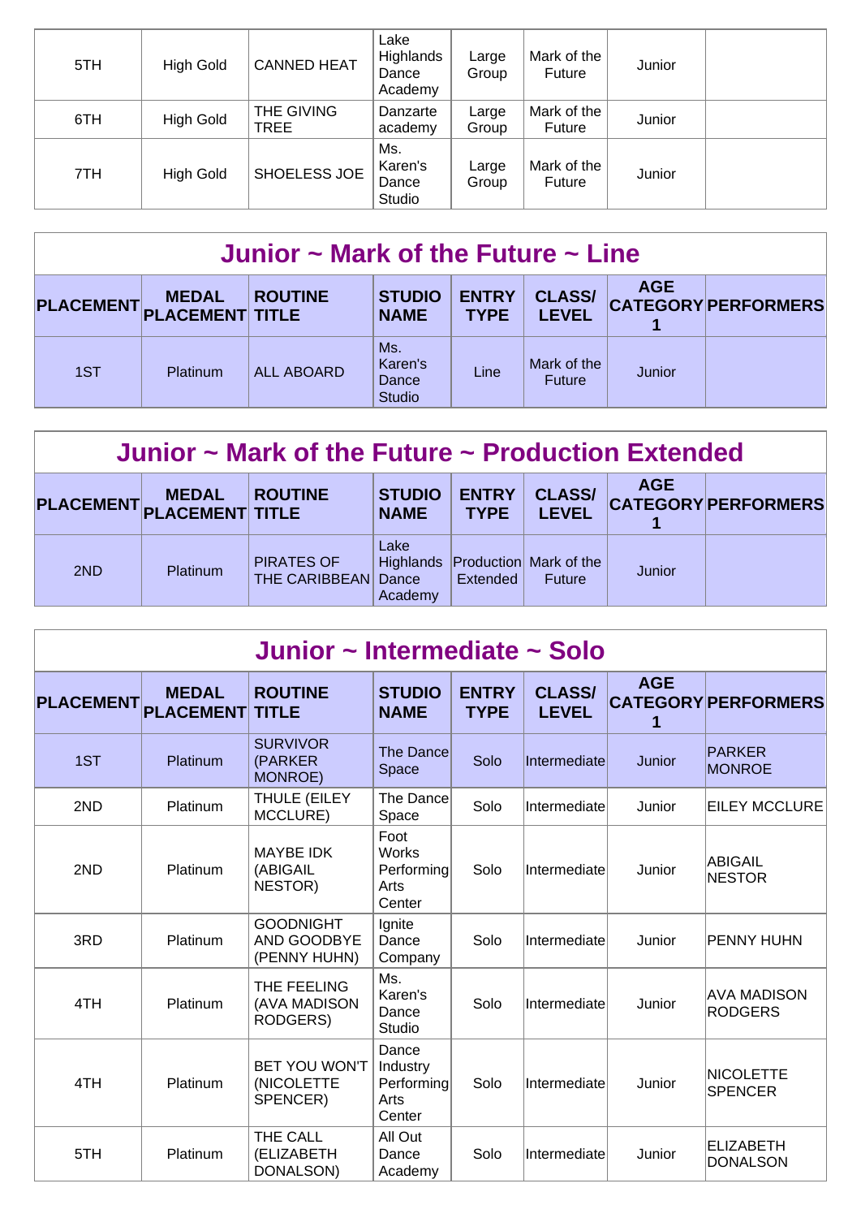| PLACEMENT | MEDAL PLACEMENT | ROUTINE TITLE | STUDIO NAME | ENTRY TYPE | CLASS/ LEVEL | AGE CATEGORY 1 | PERFORMERS |
|---|---|---|---|---|---|---|---|
| 5TH | High Gold | CANNED HEAT | Lake Highlands Dance Academy | Large Group | Mark of the Future | Junior | |
| 6TH | High Gold | THE GIVING TREE | Danzarte academy | Large Group | Mark of the Future | Junior | |
| 7TH | High Gold | SHOELESS JOE | Ms. Karen's Dance Studio | Large Group | Mark of the Future | Junior | |

## Junior ~ Mark of the Future ~ Line

| PLACEMENT | MEDAL PLACEMENT | ROUTINE TITLE | STUDIO NAME | ENTRY TYPE | CLASS/ LEVEL | AGE CATEGORY 1 | PERFORMERS |
|---|---|---|---|---|---|---|---|
| 1ST | Platinum | ALL ABOARD | Ms. Karen's Dance Studio | Line | Mark of the Future | Junior | |

## Junior ~ Mark of the Future ~ Production Extended

| PLACEMENT | MEDAL PLACEMENT | ROUTINE TITLE | STUDIO NAME | ENTRY TYPE | CLASS/ LEVEL | AGE CATEGORY 1 | PERFORMERS |
|---|---|---|---|---|---|---|---|
| 2ND | Platinum | PIRATES OF THE CARIBBEAN | Lake Highlands Dance Academy | Production Extended | Mark of the Future | Junior | |

## Junior ~ Intermediate ~ Solo

| PLACEMENT | MEDAL PLACEMENT | ROUTINE TITLE | STUDIO NAME | ENTRY TYPE | CLASS/ LEVEL | AGE CATEGORY 1 | PERFORMERS |
|---|---|---|---|---|---|---|---|
| 1ST | Platinum | SURVIVOR (PARKER MONROE) | The Dance Space | Solo | Intermediate | Junior | PARKER MONROE |
| 2ND | Platinum | THULE (EILEY MCCLURE) | The Dance Space | Solo | Intermediate | Junior | EILEY MCCLURE |
| 2ND | Platinum | MAYBE IDK (ABIGAIL NESTOR) | Foot Works Performing Arts Center | Solo | Intermediate | Junior | ABIGAIL NESTOR |
| 3RD | Platinum | GOODNIGHT AND GOODBYE (PENNY HUHN) | Ignite Dance Company | Solo | Intermediate | Junior | PENNY HUHN |
| 4TH | Platinum | THE FEELING (AVA MADISON RODGERS) | Ms. Karen's Dance Studio | Solo | Intermediate | Junior | AVA MADISON RODGERS |
| 4TH | Platinum | BET YOU WON'T (NICOLETTE SPENCER) | Dance Industry Performing Arts Center | Solo | Intermediate | Junior | NICOLETTE SPENCER |
| 5TH | Platinum | THE CALL (ELIZABETH DONALSON) | All Out Dance Academy | Solo | Intermediate | Junior | ELIZABETH DONALSON |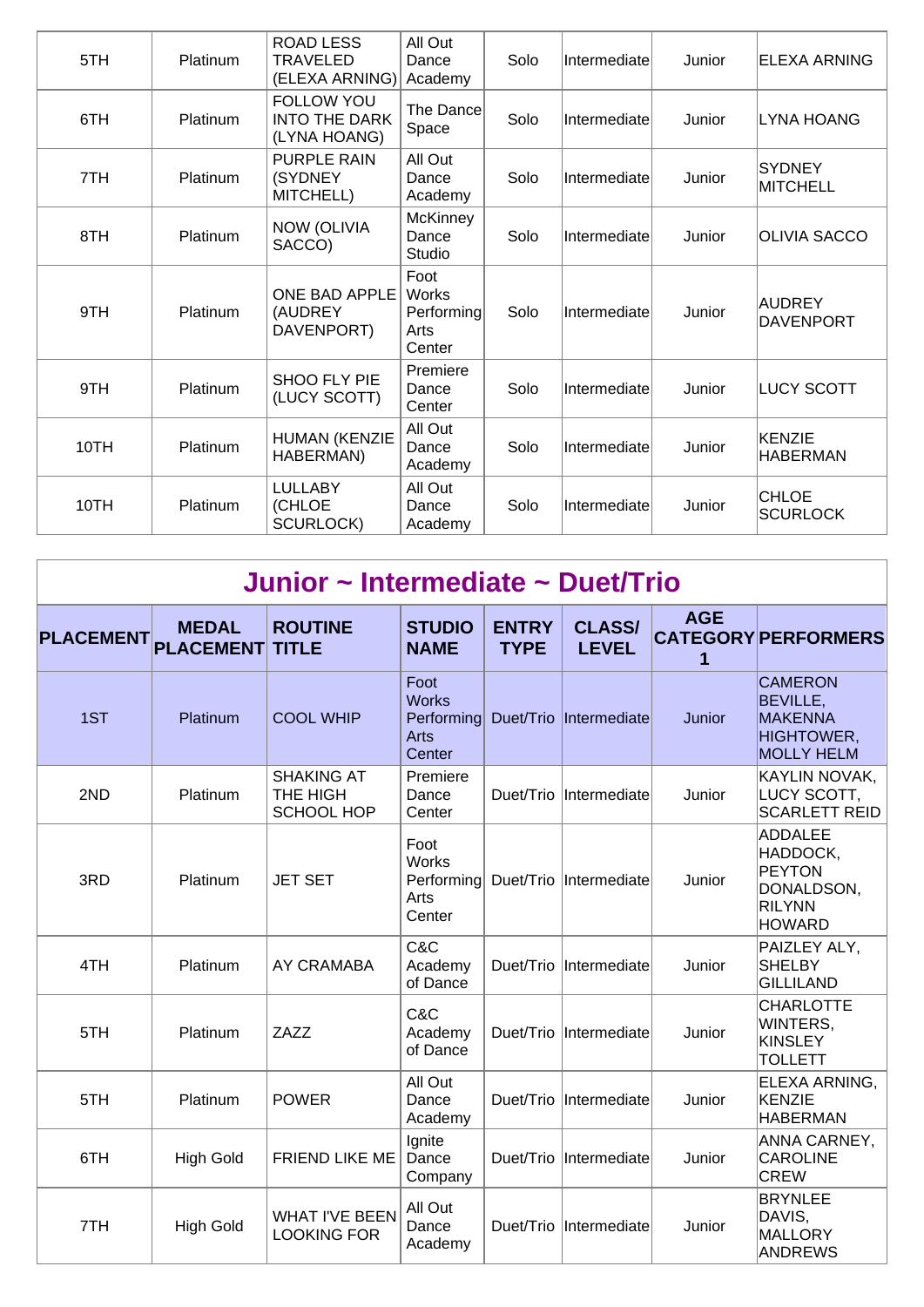| 5TH | Platinum | ROAD LESS TRAVELED (ELEXA ARNING) | All Out Dance Academy | Solo | Intermediate | Junior | ELEXA ARNING |
|---|---|---|---|---|---|---|---|
| 6TH | Platinum | FOLLOW YOU INTO THE DARK (LYNA HOANG) | The Dance Space | Solo | Intermediate | Junior | LYNA HOANG |
| 7TH | Platinum | PURPLE RAIN (SYDNEY MITCHELL) | All Out Dance Academy | Solo | Intermediate | Junior | SYDNEY MITCHELL |
| 8TH | Platinum | NOW (OLIVIA SACCO) | McKinney Dance Studio | Solo | Intermediate | Junior | OLIVIA SACCO |
| 9TH | Platinum | ONE BAD APPLE (AUDREY DAVENPORT) | Foot Works Performing Arts Center | Solo | Intermediate | Junior | AUDREY DAVENPORT |
| 9TH | Platinum | SHOO FLY PIE (LUCY SCOTT) | Premiere Dance Center | Solo | Intermediate | Junior | LUCY SCOTT |
| 10TH | Platinum | HUMAN (KENZIE HABERMAN) | All Out Dance Academy | Solo | Intermediate | Junior | KENZIE HABERMAN |
| 10TH | Platinum | LULLABY (CHLOE SCURLOCK) | All Out Dance Academy | Solo | Intermediate | Junior | CHLOE SCURLOCK |

## Junior ~ Intermediate ~ Duet/Trio

| PLACEMENT | MEDAL PLACEMENT | ROUTINE TITLE | STUDIO NAME | ENTRY TYPE | CLASS/ LEVEL | AGE CATEGORY 1 | PERFORMERS |
|---|---|---|---|---|---|---|---|
| 1ST | Platinum | COOL WHIP | Foot Works Performing Arts Center | Duet/Trio | Intermediate | Junior | CAMERON BEVILLE, MAKENNA HIGHTOWER, MOLLY HELM |
| 2ND | Platinum | SHAKING AT THE HIGH SCHOOL HOP | Premiere Dance Center | Duet/Trio | Intermediate | Junior | KAYLIN NOVAK, LUCY SCOTT, SCARLETT REID |
| 3RD | Platinum | JET SET | Foot Works Performing Arts Center | Duet/Trio | Intermediate | Junior | ADDALEE HADDOCK, PEYTON DONALDSON, RILYNN HOWARD |
| 4TH | Platinum | AY CRAMABA | C&C Academy of Dance | Duet/Trio | Intermediate | Junior | PAIZLEY ALY, SHELBY GILLILAND |
| 5TH | Platinum | ZAZZ | C&C Academy of Dance | Duet/Trio | Intermediate | Junior | CHARLOTTE WINTERS, KINSLEY TOLLETT |
| 5TH | Platinum | POWER | All Out Dance Academy | Duet/Trio | Intermediate | Junior | ELEXA ARNING, KENZIE HABERMAN |
| 6TH | High Gold | FRIEND LIKE ME | Ignite Dance Company | Duet/Trio | Intermediate | Junior | ANNA CARNEY, CAROLINE CREW |
| 7TH | High Gold | WHAT I'VE BEEN LOOKING FOR | All Out Dance Academy | Duet/Trio | Intermediate | Junior | BRYNLEE DAVIS, MALLORY ANDREWS |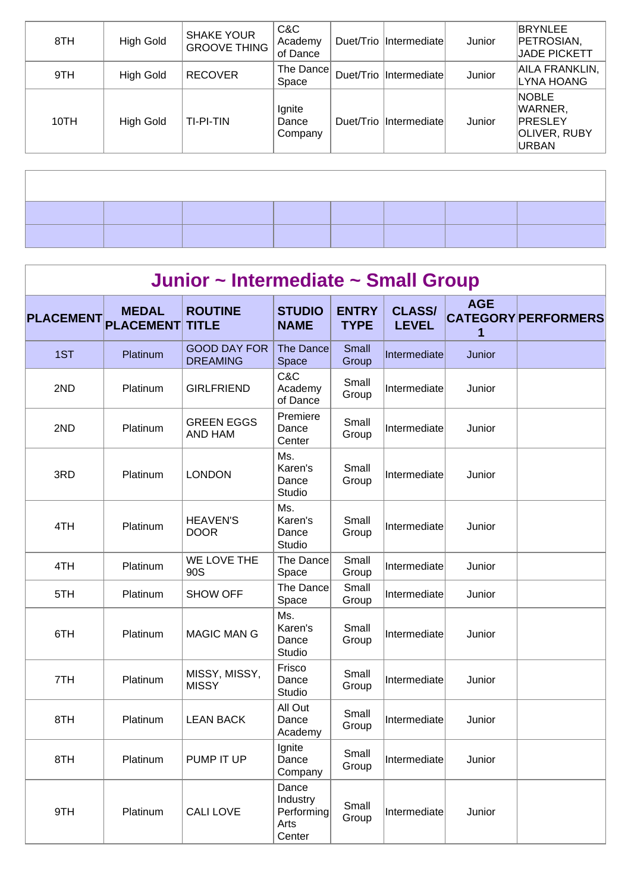| 8TH | High Gold | SHAKE YOUR GROOVE THING | C&C Academy of Dance | Duet/Trio | Intermediate | Junior | BRYNLEE PETROSIAN, JADE PICKETT |
|---|---|---|---|---|---|---|---|
| 9TH | High Gold | RECOVER | The Dance Space | Duet/Trio | Intermediate | Junior | AILA FRANKLIN, LYNA HOANG |
| 10TH | High Gold | TI-PI-TIN | Ignite Dance Company | Duet/Trio | Intermediate | Junior | NOBLE WARNER, PRESLEY OLIVER, RUBY URBAN |

## Junior ~ Intermediate ~ Small Group

| PLACEMENT | MEDAL PLACEMENT | ROUTINE TITLE | STUDIO NAME | ENTRY TYPE | CLASS/ LEVEL | AGE CATEGORY 1 | PERFORMERS |
|---|---|---|---|---|---|---|---|
| 1ST | Platinum | GOOD DAY FOR DREAMING | The Dance Space | Small Group | Intermediate | Junior | |
| 2ND | Platinum | GIRLFRIEND | C&C Academy of Dance | Small Group | Intermediate | Junior | |
| 2ND | Platinum | GREEN EGGS AND HAM | Premiere Dance Center | Small Group | Intermediate | Junior | |
| 3RD | Platinum | LONDON | Ms. Karen's Dance Studio | Small Group | Intermediate | Junior | |
| 4TH | Platinum | HEAVEN'S DOOR | Ms. Karen's Dance Studio | Small Group | Intermediate | Junior | |
| 4TH | Platinum | WE LOVE THE 90S | The Dance Space | Small Group | Intermediate | Junior | |
| 5TH | Platinum | SHOW OFF | The Dance Space | Small Group | Intermediate | Junior | |
| 6TH | Platinum | MAGIC MAN G | Ms. Karen's Dance Studio | Small Group | Intermediate | Junior | |
| 7TH | Platinum | MISSY, MISSY, MISSY | Frisco Dance Studio | Small Group | Intermediate | Junior | |
| 8TH | Platinum | LEAN BACK | All Out Dance Academy | Small Group | Intermediate | Junior | |
| 8TH | Platinum | PUMP IT UP | Ignite Dance Company | Small Group | Intermediate | Junior | |
| 9TH | Platinum | CALI LOVE | Dance Industry Performing Arts Center | Small Group | Intermediate | Junior | |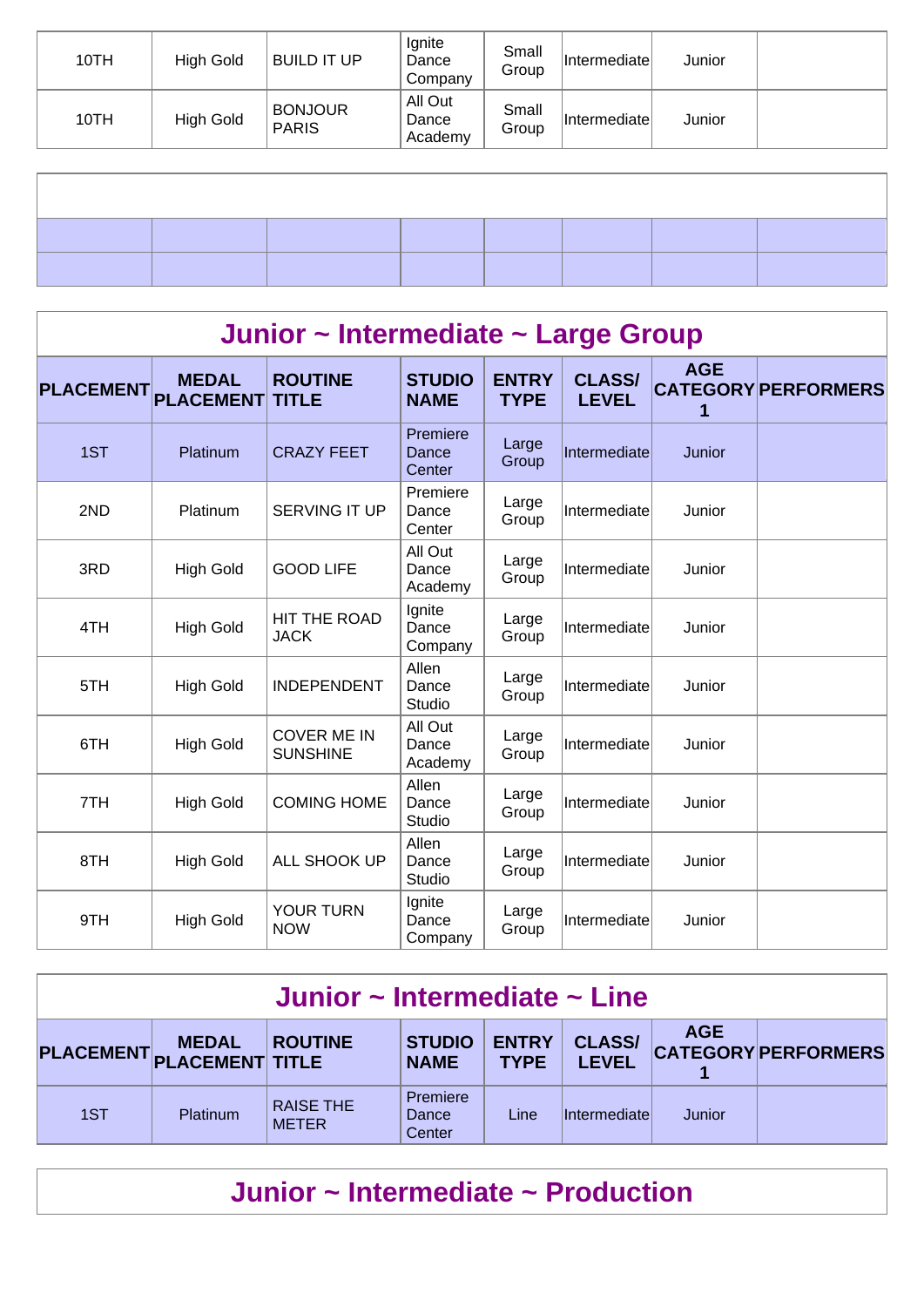| | | | | | | | |
|---|---|---|---|---|---|---|---|
| 10TH | High Gold | BUILD IT UP | Ignite Dance Company | Small Group | Intermediate | Junior | |
| 10TH | High Gold | BONJOUR PARIS | All Out Dance Academy | Small Group | Intermediate | Junior | |

## Junior ~ Intermediate ~ Large Group

| PLACEMENT | MEDAL PLACEMENT | ROUTINE TITLE | STUDIO NAME | ENTRY TYPE | CLASS/ LEVEL | AGE CATEGORY 1 | PERFORMERS |
|---|---|---|---|---|---|---|---|
| 1ST | Platinum | CRAZY FEET | Premiere Dance Center | Large Group | Intermediate | Junior | |
| 2ND | Platinum | SERVING IT UP | Premiere Dance Center | Large Group | Intermediate | Junior | |
| 3RD | High Gold | GOOD LIFE | All Out Dance Academy | Large Group | Intermediate | Junior | |
| 4TH | High Gold | HIT THE ROAD JACK | Ignite Dance Company | Large Group | Intermediate | Junior | |
| 5TH | High Gold | INDEPENDENT | Allen Dance Studio | Large Group | Intermediate | Junior | |
| 6TH | High Gold | COVER ME IN SUNSHINE | All Out Dance Academy | Large Group | Intermediate | Junior | |
| 7TH | High Gold | COMING HOME | Allen Dance Studio | Large Group | Intermediate | Junior | |
| 8TH | High Gold | ALL SHOOK UP | Allen Dance Studio | Large Group | Intermediate | Junior | |
| 9TH | High Gold | YOUR TURN NOW | Ignite Dance Company | Large Group | Intermediate | Junior | |

## Junior ~ Intermediate ~ Line

| PLACEMENT | MEDAL PLACEMENT | ROUTINE TITLE | STUDIO NAME | ENTRY TYPE | CLASS/ LEVEL | AGE CATEGORY 1 | PERFORMERS |
|---|---|---|---|---|---|---|---|
| 1ST | Platinum | RAISE THE METER | Premiere Dance Center | Line | Intermediate | Junior | |

## Junior ~ Intermediate ~ Production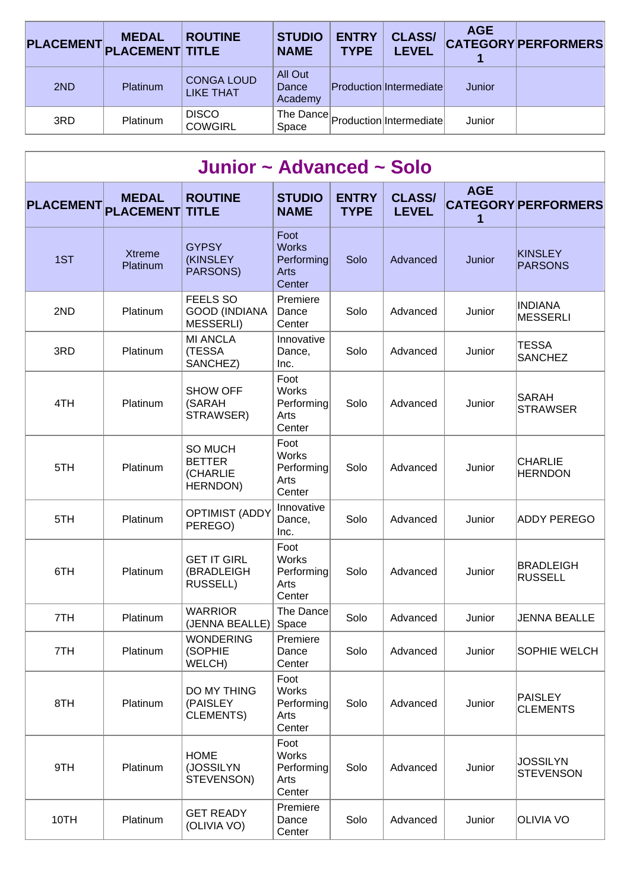| PLACEMENT | MEDAL PLACEMENT | ROUTINE TITLE | STUDIO NAME | ENTRY TYPE | CLASS/ LEVEL | AGE CATEGORY 1 | PERFORMERS |
|---|---|---|---|---|---|---|---|
| 2ND | Platinum | CONGA LOUD LIKE THAT | All Out Dance Academy | Production | Intermediate | Junior | |
| 3RD | Platinum | DISCO COWGIRL | The Dance Space | Production | Intermediate | Junior | |

## Junior ~ Advanced ~ Solo

| PLACEMENT | MEDAL PLACEMENT | ROUTINE TITLE | STUDIO NAME | ENTRY TYPE | CLASS/ LEVEL | AGE CATEGORY 1 | PERFORMERS |
|---|---|---|---|---|---|---|---|
| 1ST | Xtreme Platinum | GYPSY (KINSLEY PARSONS) | Foot Works Performing Arts Center | Solo | Advanced | Junior | KINSLEY PARSONS |
| 2ND | Platinum | FEELS SO GOOD (INDIANA MESSERLI) | Premiere Dance Center | Solo | Advanced | Junior | INDIANA MESSERLI |
| 3RD | Platinum | MI ANCLA (TESSA SANCHEZ) | Innovative Dance, Inc. | Solo | Advanced | Junior | TESSA SANCHEZ |
| 4TH | Platinum | SHOW OFF (SARAH STRAWSER) | Foot Works Performing Arts Center | Solo | Advanced | Junior | SARAH STRAWSER |
| 5TH | Platinum | SO MUCH BETTER (CHARLIE HERNDON) | Foot Works Performing Arts Center | Solo | Advanced | Junior | CHARLIE HERNDON |
| 5TH | Platinum | OPTIMIST (ADDY PEREGO) | Innovative Dance, Inc. | Solo | Advanced | Junior | ADDY PEREGO |
| 6TH | Platinum | GET IT GIRL (BRADLEIGH RUSSELL) | Foot Works Performing Arts Center | Solo | Advanced | Junior | BRADLEIGH RUSSELL |
| 7TH | Platinum | WARRIOR (JENNA BEALLE) | The Dance Space | Solo | Advanced | Junior | JENNA BEALLE |
| 7TH | Platinum | WONDERING (SOPHIE WELCH) | Premiere Dance Center | Solo | Advanced | Junior | SOPHIE WELCH |
| 8TH | Platinum | DO MY THING (PAISLEY CLEMENTS) | Foot Works Performing Arts Center | Solo | Advanced | Junior | PAISLEY CLEMENTS |
| 9TH | Platinum | HOME (JOSSILYN STEVENSON) | Foot Works Performing Arts Center | Solo | Advanced | Junior | JOSSILYN STEVENSON |
| 10TH | Platinum | GET READY (OLIVIA VO) | Premiere Dance Center | Solo | Advanced | Junior | OLIVIA VO |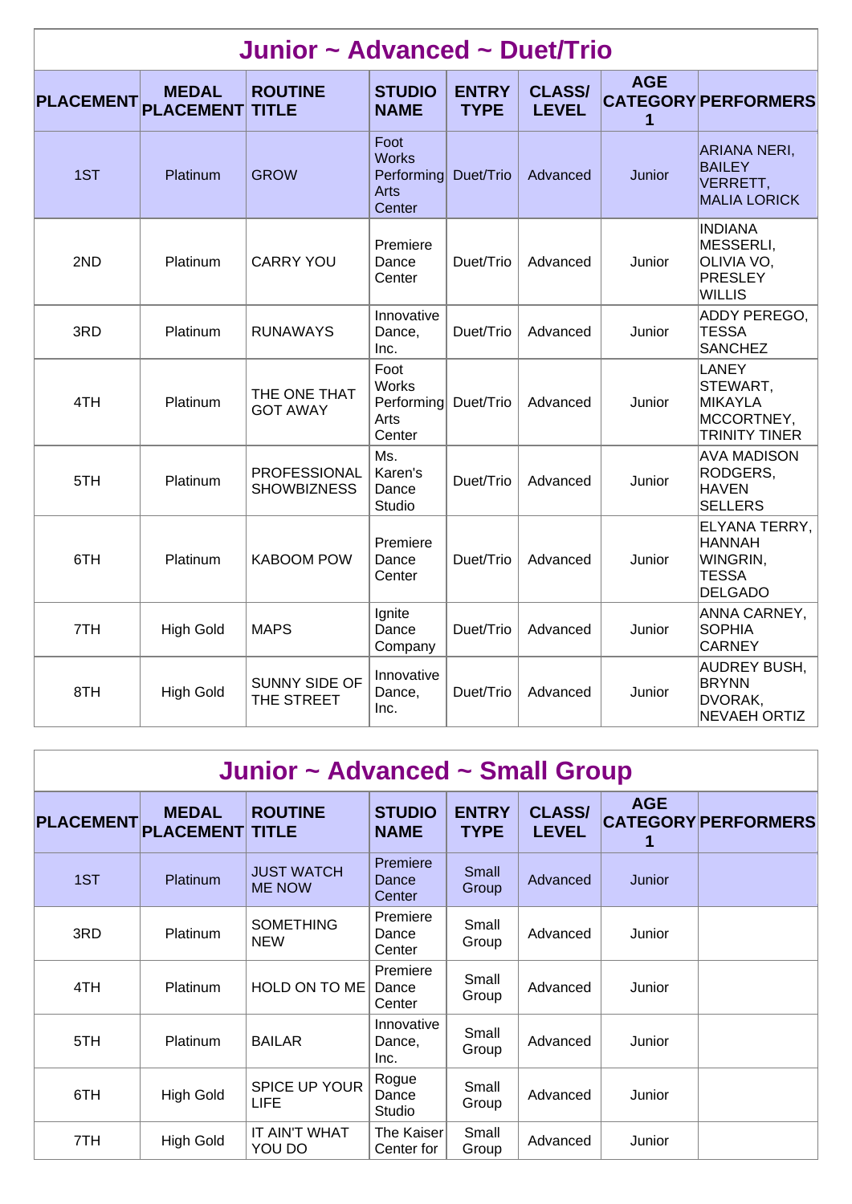## Junior ~ Advanced ~ Duet/Trio

| PLACEMENT | MEDAL PLACEMENT | ROUTINE TITLE | STUDIO NAME | ENTRY TYPE | CLASS/ LEVEL | AGE CATEGORY 1 | PERFORMERS |
|---|---|---|---|---|---|---|---|
| 1ST | Platinum | GROW | Foot Works Performing Arts Center | Duet/Trio | Advanced | Junior | ARIANA NERI, BAILEY VERRETT, MALIA LORICK |
| 2ND | Platinum | CARRY YOU | Premiere Dance Center | Duet/Trio | Advanced | Junior | INDIANA MESSERLI, OLIVIA VO, PRESLEY WILLIS |
| 3RD | Platinum | RUNAWAYS | Innovative Dance, Inc. | Duet/Trio | Advanced | Junior | ADDY PEREGO, TESSA SANCHEZ |
| 4TH | Platinum | THE ONE THAT GOT AWAY | Foot Works Performing Arts Center | Duet/Trio | Advanced | Junior | LANEY STEWART, MIKAYLA MCCORTNEY, TRINITY TINER |
| 5TH | Platinum | PROFESSIONAL SHOWBIZNESS | Ms. Karen's Dance Studio | Duet/Trio | Advanced | Junior | AVA MADISON RODGERS, HAVEN SELLERS |
| 6TH | Platinum | KABOOM POW | Premiere Dance Center | Duet/Trio | Advanced | Junior | ELYANA TERRY, HANNAH WINGRIN, TESSA DELGADO |
| 7TH | High Gold | MAPS | Ignite Dance Company | Duet/Trio | Advanced | Junior | ANNA CARNEY, SOPHIA CARNEY |
| 8TH | High Gold | SUNNY SIDE OF THE STREET | Innovative Dance, Inc. | Duet/Trio | Advanced | Junior | AUDREY BUSH, BRYNN DVORAK, NEVAEH ORTIZ |

## Junior ~ Advanced ~ Small Group

| PLACEMENT | MEDAL PLACEMENT | ROUTINE TITLE | STUDIO NAME | ENTRY TYPE | CLASS/ LEVEL | AGE CATEGORY 1 | PERFORMERS |
|---|---|---|---|---|---|---|---|
| 1ST | Platinum | JUST WATCH ME NOW | Premiere Dance Center | Small Group | Advanced | Junior | |
| 3RD | Platinum | SOMETHING NEW | Premiere Dance Center | Small Group | Advanced | Junior | |
| 4TH | Platinum | HOLD ON TO ME | Premiere Dance Center | Small Group | Advanced | Junior | |
| 5TH | Platinum | BAILAR | Innovative Dance, Inc. | Small Group | Advanced | Junior | |
| 6TH | High Gold | SPICE UP YOUR LIFE | Rogue Dance Studio | Small Group | Advanced | Junior | |
| 7TH | High Gold | IT AIN'T WHAT YOU DO | The Kaiser Center for | Small Group | Advanced | Junior | |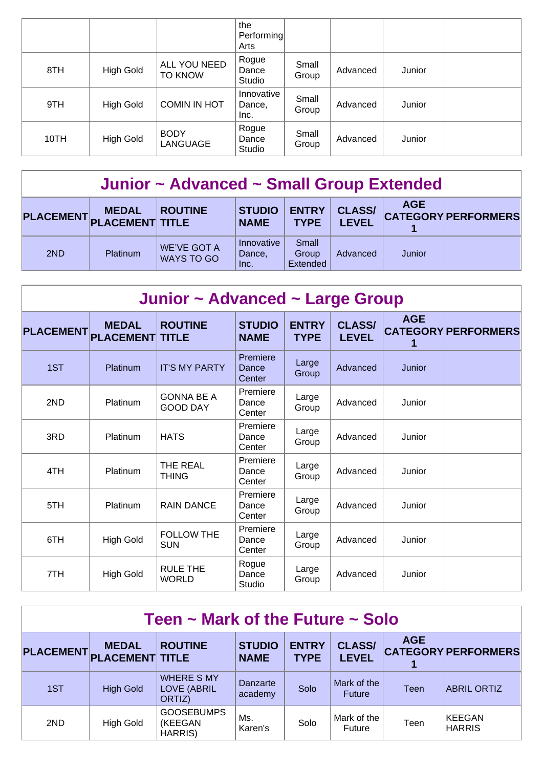| | | | the Performing Arts | | | | |
|---|---|---|---|---|---|---|---|
| 8TH | High Gold | ALL YOU NEED TO KNOW | Rogue Dance Studio | Small Group | Advanced | Junior | |
| 9TH | High Gold | COMIN IN HOT | Innovative Dance, Inc. | Small Group | Advanced | Junior | |
| 10TH | High Gold | BODY LANGUAGE | Rogue Dance Studio | Small Group | Advanced | Junior | |

## Junior ~ Advanced ~ Small Group Extended

| PLACEMENT | MEDAL PLACEMENT | ROUTINE TITLE | STUDIO NAME | ENTRY TYPE | CLASS/ LEVEL | AGE CATEGORY 1 | PERFORMERS |
|---|---|---|---|---|---|---|---|
| 2ND | Platinum | WE'VE GOT A WAYS TO GO | Innovative Dance, Inc. | Small Group Extended | Advanced | Junior | |

## Junior ~ Advanced ~ Large Group

| PLACEMENT | MEDAL PLACEMENT | ROUTINE TITLE | STUDIO NAME | ENTRY TYPE | CLASS/ LEVEL | AGE CATEGORY 1 | PERFORMERS |
|---|---|---|---|---|---|---|---|
| 1ST | Platinum | IT'S MY PARTY | Premiere Dance Center | Large Group | Advanced | Junior | |
| 2ND | Platinum | GONNA BE A GOOD DAY | Premiere Dance Center | Large Group | Advanced | Junior | |
| 3RD | Platinum | HATS | Premiere Dance Center | Large Group | Advanced | Junior | |
| 4TH | Platinum | THE REAL THING | Premiere Dance Center | Large Group | Advanced | Junior | |
| 5TH | Platinum | RAIN DANCE | Premiere Dance Center | Large Group | Advanced | Junior | |
| 6TH | High Gold | FOLLOW THE SUN | Premiere Dance Center | Large Group | Advanced | Junior | |
| 7TH | High Gold | RULE THE WORLD | Rogue Dance Studio | Large Group | Advanced | Junior | |

## Teen ~ Mark of the Future ~ Solo

| PLACEMENT | MEDAL PLACEMENT | ROUTINE TITLE | STUDIO NAME | ENTRY TYPE | CLASS/ LEVEL | AGE CATEGORY 1 | PERFORMERS |
|---|---|---|---|---|---|---|---|
| 1ST | High Gold | WHERE S MY LOVE (ABRIL ORTIZ) | Danzarte academy | Solo | Mark of the Future | Teen | ABRIL ORTIZ |
| 2ND | High Gold | GOOSEBUMPS (KEEGAN HARRIS) | Ms. Karen's | Solo | Mark of the Future | Teen | KEEGAN HARRIS |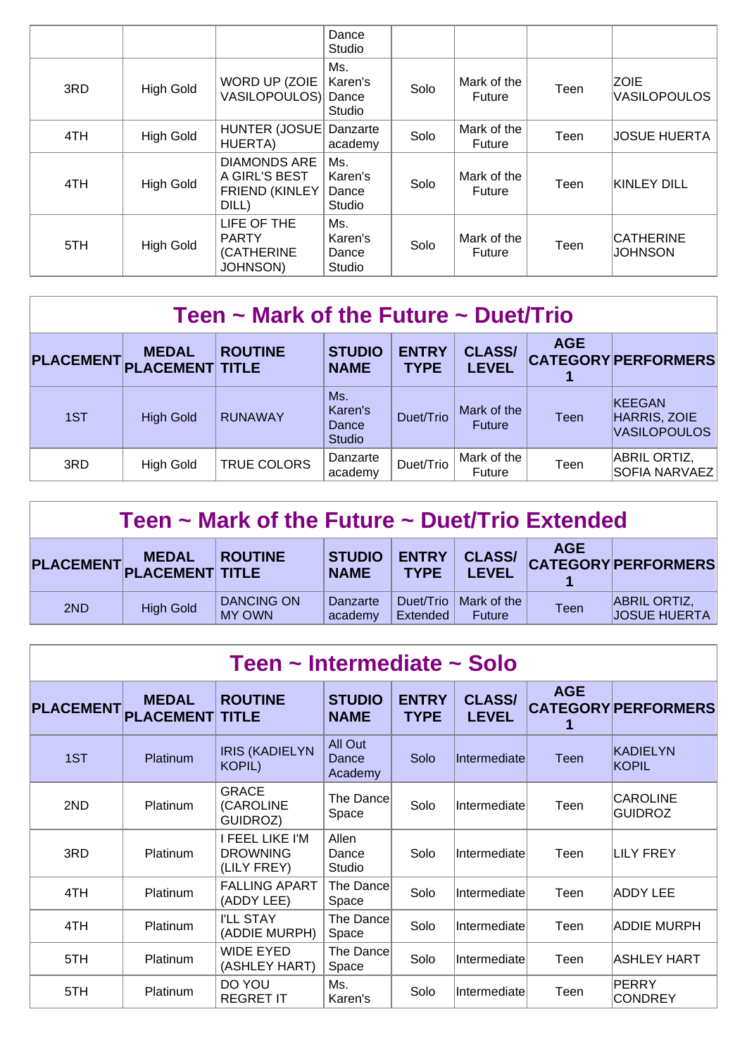| | | | Dance Studio | | | | |
|---|---|---|---|---|---|---|---|
| 3RD | High Gold | WORD UP (ZOIE VASILOPOULOS) | Ms. Karen's Dance Studio | Solo | Mark of the Future | Teen | ZOIE VASILOPOULOS |
| 4TH | High Gold | HUNTER (JOSUE HUERTA) | Danzarte academy | Solo | Mark of the Future | Teen | JOSUE HUERTA |
| 4TH | High Gold | DIAMONDS ARE A GIRL'S BEST FRIEND (KINLEY DILL) | Ms. Karen's Dance Studio | Solo | Mark of the Future | Teen | KINLEY DILL |
| 5TH | High Gold | LIFE OF THE PARTY (CATHERINE JOHNSON) | Ms. Karen's Dance Studio | Solo | Mark of the Future | Teen | CATHERINE JOHNSON |

## Teen ~ Mark of the Future ~ Duet/Trio

| PLACEMENT | MEDAL PLACEMENT | ROUTINE TITLE | STUDIO NAME | ENTRY TYPE | CLASS/ LEVEL | AGE CATEGORY 1 | PERFORMERS |
|---|---|---|---|---|---|---|---|
| 1ST | High Gold | RUNAWAY | Ms. Karen's Dance Studio | Duet/Trio | Mark of the Future | Teen | KEEGAN HARRIS, ZOIE VASILOPOULOS |
| 3RD | High Gold | TRUE COLORS | Danzarte academy | Duet/Trio | Mark of the Future | Teen | ABRIL ORTIZ, SOFIA NARVAEZ |

## Teen ~ Mark of the Future ~ Duet/Trio Extended

| PLACEMENT | MEDAL PLACEMENT | ROUTINE TITLE | STUDIO NAME | ENTRY TYPE | CLASS/ LEVEL | AGE CATEGORY 1 | PERFORMERS |
|---|---|---|---|---|---|---|---|
| 2ND | High Gold | DANCING ON MY OWN | Danzarte academy | Duet/Trio Extended | Mark of the Future | Teen | ABRIL ORTIZ, JOSUE HUERTA |

## Teen ~ Intermediate ~ Solo

| PLACEMENT | MEDAL PLACEMENT | ROUTINE TITLE | STUDIO NAME | ENTRY TYPE | CLASS/ LEVEL | AGE CATEGORY 1 | PERFORMERS |
|---|---|---|---|---|---|---|---|
| 1ST | Platinum | IRIS (KADIELYN KOPIL) | All Out Dance Academy | Solo | Intermediate | Teen | KADIELYN KOPIL |
| 2ND | Platinum | GRACE (CAROLINE GUIDROZ) | The Dance Space | Solo | Intermediate | Teen | CAROLINE GUIDROZ |
| 3RD | Platinum | I FEEL LIKE I'M DROWNING (LILY FREY) | Allen Dance Studio | Solo | Intermediate | Teen | LILY FREY |
| 4TH | Platinum | FALLING APART (ADDY LEE) | The Dance Space | Solo | Intermediate | Teen | ADDY LEE |
| 4TH | Platinum | I'LL STAY (ADDIE MURPH) | The Dance Space | Solo | Intermediate | Teen | ADDIE MURPH |
| 5TH | Platinum | WIDE EYED (ASHLEY HART) | The Dance Space | Solo | Intermediate | Teen | ASHLEY HART |
| 5TH | Platinum | DO YOU REGRET IT | Ms. Karen's | Solo | Intermediate | Teen | PERRY CONDREY |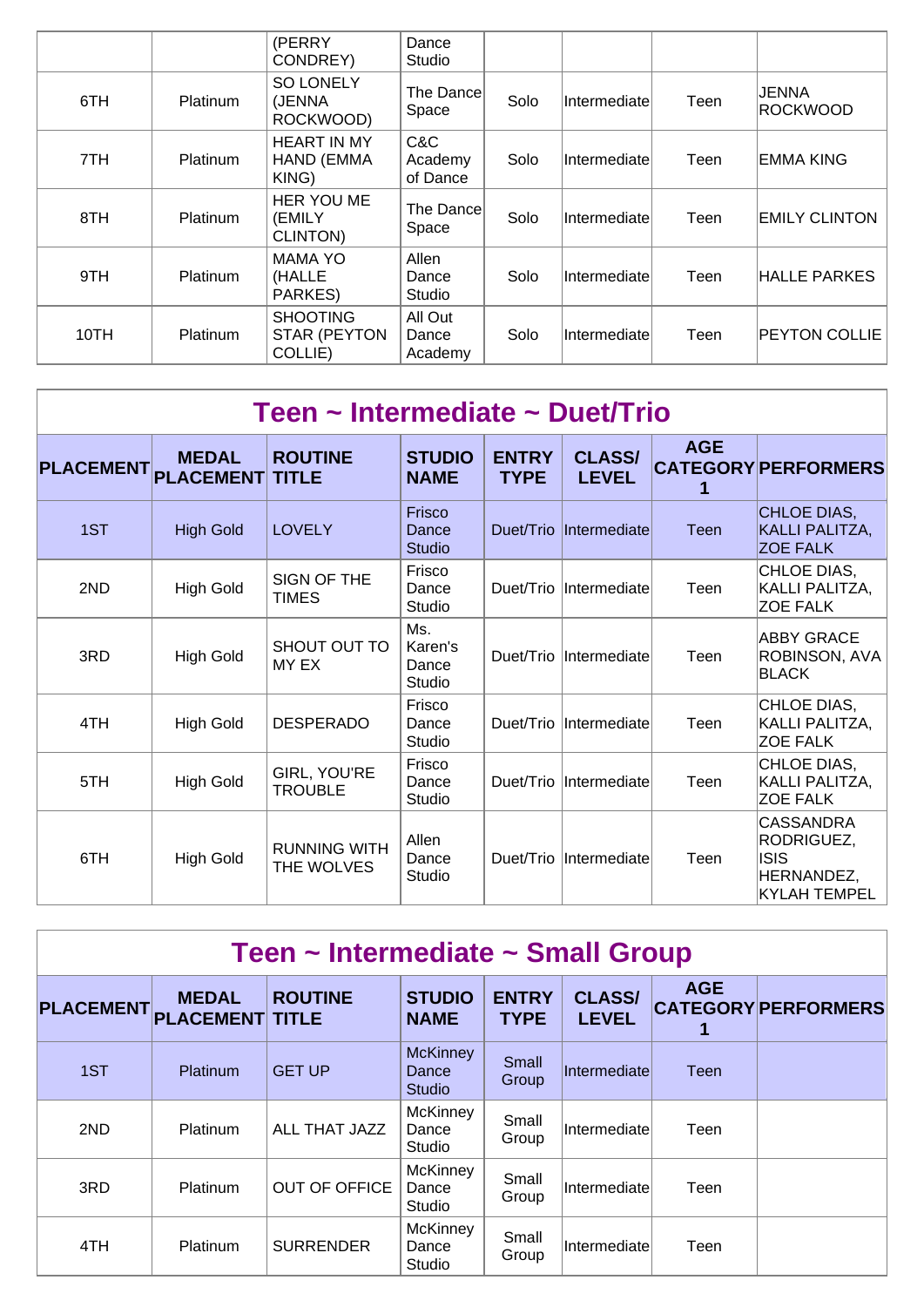| | | (PERRY CONDREY) | Dance Studio | | | | |
|---|---|---|---|---|---|---|---|
| 6TH | Platinum | SO LONELY (JENNA ROCKWOOD) | The Dance Space | Solo | Intermediate | Teen | JENNA ROCKWOOD |
| 7TH | Platinum | HEART IN MY HAND (EMMA KING) | C&C Academy of Dance | Solo | Intermediate | Teen | EMMA KING |
| 8TH | Platinum | HER YOU ME (EMILY CLINTON) | The Dance Space | Solo | Intermediate | Teen | EMILY CLINTON |
| 9TH | Platinum | MAMA YO (HALLE PARKES) | Allen Dance Studio | Solo | Intermediate | Teen | HALLE PARKES |
| 10TH | Platinum | SHOOTING STAR (PEYTON COLLIE) | All Out Dance Academy | Solo | Intermediate | Teen | PEYTON COLLIE |

## Teen ~ Intermediate ~ Duet/Trio

| PLACEMENT | MEDAL PLACEMENT | ROUTINE TITLE | STUDIO NAME | ENTRY TYPE | CLASS/ LEVEL | AGE CATEGORY 1 | PERFORMERS |
|---|---|---|---|---|---|---|---|
| 1ST | High Gold | LOVELY | Frisco Dance Studio | Duet/Trio | Intermediate | Teen | CHLOE DIAS, KALLI PALITZA, ZOE FALK |
| 2ND | High Gold | SIGN OF THE TIMES | Frisco Dance Studio | Duet/Trio | Intermediate | Teen | CHLOE DIAS, KALLI PALITZA, ZOE FALK |
| 3RD | High Gold | SHOUT OUT TO MY EX | Ms. Karen's Dance Studio | Duet/Trio | Intermediate | Teen | ABBY GRACE ROBINSON, AVA BLACK |
| 4TH | High Gold | DESPERADO | Frisco Dance Studio | Duet/Trio | Intermediate | Teen | CHLOE DIAS, KALLI PALITZA, ZOE FALK |
| 5TH | High Gold | GIRL, YOU'RE TROUBLE | Frisco Dance Studio | Duet/Trio | Intermediate | Teen | CHLOE DIAS, KALLI PALITZA, ZOE FALK |
| 6TH | High Gold | RUNNING WITH THE WOLVES | Allen Dance Studio | Duet/Trio | Intermediate | Teen | CASSANDRA RODRIGUEZ, ISIS HERNANDEZ, KYLAH TEMPEL |

## Teen ~ Intermediate ~ Small Group

| PLACEMENT | MEDAL PLACEMENT | ROUTINE TITLE | STUDIO NAME | ENTRY TYPE | CLASS/ LEVEL | AGE CATEGORY 1 | PERFORMERS |
|---|---|---|---|---|---|---|---|
| 1ST | Platinum | GET UP | McKinney Dance Studio | Small Group | Intermediate | Teen | |
| 2ND | Platinum | ALL THAT JAZZ | McKinney Dance Studio | Small Group | Intermediate | Teen | |
| 3RD | Platinum | OUT OF OFFICE | McKinney Dance Studio | Small Group | Intermediate | Teen | |
| 4TH | Platinum | SURRENDER | McKinney Dance Studio | Small Group | Intermediate | Teen | |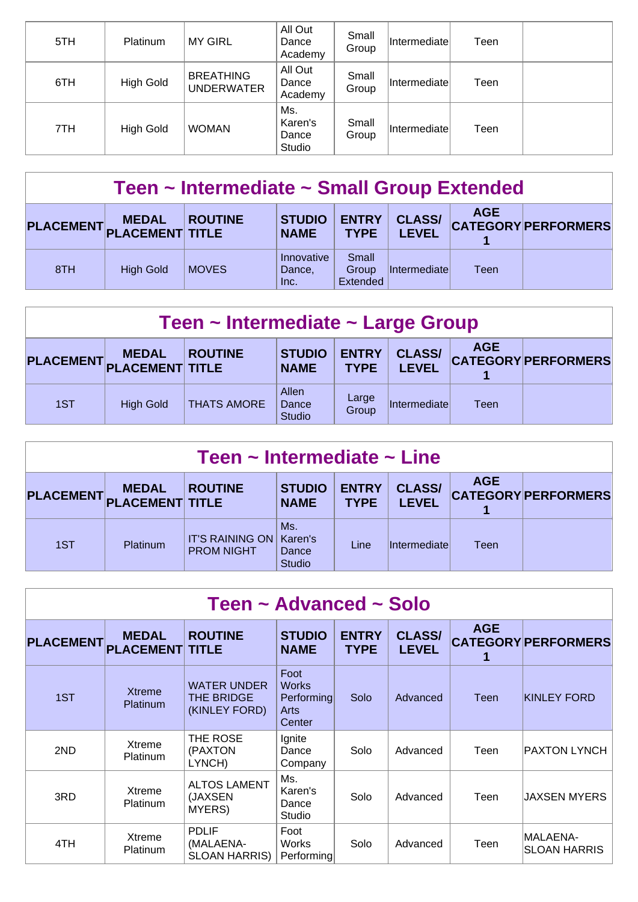| | | | | | | | |
|---|---|---|---|---|---|---|---|
| 5TH | Platinum | MY GIRL | All Out Dance Academy | Small Group | Intermediate | Teen | |
| 6TH | High Gold | BREATHING UNDERWATER | All Out Dance Academy | Small Group | Intermediate | Teen | |
| 7TH | High Gold | WOMAN | Ms. Karen's Dance Studio | Small Group | Intermediate | Teen | |

## Teen ~ Intermediate ~ Small Group Extended

| PLACEMENT | MEDAL PLACEMENT | ROUTINE TITLE | STUDIO NAME | ENTRY TYPE | CLASS/ LEVEL | AGE CATEGORY 1 | PERFORMERS |
|---|---|---|---|---|---|---|---|
| 8TH | High Gold | MOVES | Innovative Dance, Inc. | Small Group Extended | Intermediate | Teen | |

## Teen ~ Intermediate ~ Large Group

| PLACEMENT | MEDAL PLACEMENT | ROUTINE TITLE | STUDIO NAME | ENTRY TYPE | CLASS/ LEVEL | AGE CATEGORY 1 | PERFORMERS |
|---|---|---|---|---|---|---|---|
| 1ST | High Gold | THATS AMORE | Allen Dance Studio | Large Group | Intermediate | Teen | |

## Teen ~ Intermediate ~ Line

| PLACEMENT | MEDAL PLACEMENT | ROUTINE TITLE | STUDIO NAME | ENTRY TYPE | CLASS/ LEVEL | AGE CATEGORY 1 | PERFORMERS |
|---|---|---|---|---|---|---|---|
| 1ST | Platinum | IT'S RAINING ON PROM NIGHT | Ms. Karen's Dance Studio | Line | Intermediate | Teen | |

## Teen ~ Advanced ~ Solo

| PLACEMENT | MEDAL PLACEMENT | ROUTINE TITLE | STUDIO NAME | ENTRY TYPE | CLASS/ LEVEL | AGE CATEGORY 1 | PERFORMERS |
|---|---|---|---|---|---|---|---|
| 1ST | Xtreme Platinum | WATER UNDER THE BRIDGE (KINLEY FORD) | Foot Works Performing Arts Center | Solo | Advanced | Teen | KINLEY FORD |
| 2ND | Xtreme Platinum | THE ROSE (PAXTON LYNCH) | Ignite Dance Company | Solo | Advanced | Teen | PAXTON LYNCH |
| 3RD | Xtreme Platinum | ALTOS LAMENT (JAXSEN MYERS) | Ms. Karen's Dance Studio | Solo | Advanced | Teen | JAXSEN MYERS |
| 4TH | Xtreme Platinum | PDLIF (MALAENA-SLOAN HARRIS) | Foot Works Performing | Solo | Advanced | Teen | MALAENA-SLOAN HARRIS |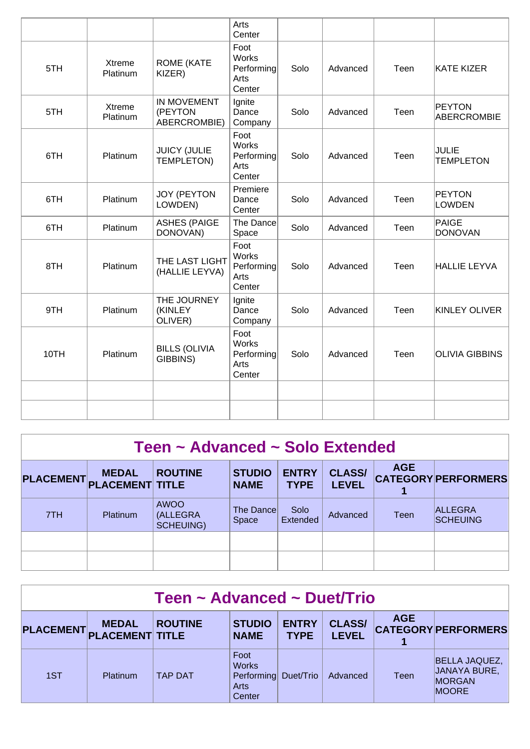| | | | Arts Center | | | | |
|---|---|---|---|---|---|---|---|
| 5TH | Xtreme Platinum | ROME (KATE KIZER) | Foot Works Performing Arts Center | Solo | Advanced | Teen | KATE KIZER |
| 5TH | Xtreme Platinum | IN MOVEMENT (PEYTON ABERCROMBIE) | Ignite Dance Company | Solo | Advanced | Teen | PEYTON ABERCROMBIE |
| 6TH | Platinum | JUICY (JULIE TEMPLETON) | Foot Works Performing Arts Center | Solo | Advanced | Teen | JULIE TEMPLETON |
| 6TH | Platinum | JOY (PEYTON LOWDEN) | Premiere Dance Center | Solo | Advanced | Teen | PEYTON LOWDEN |
| 6TH | Platinum | ASHES (PAIGE DONOVAN) | The Dance Space | Solo | Advanced | Teen | PAIGE DONOVAN |
| 8TH | Platinum | THE LAST LIGHT (HALLIE LEYVA) | Foot Works Performing Arts Center | Solo | Advanced | Teen | HALLIE LEYVA |
| 9TH | Platinum | THE JOURNEY (KINLEY OLIVER) | Ignite Dance Company | Solo | Advanced | Teen | KINLEY OLIVER |
| 10TH | Platinum | BILLS (OLIVIA GIBBINS) | Foot Works Performing Arts Center | Solo | Advanced | Teen | OLIVIA GIBBINS |
| | | | | | | | |
| | | | | | | | |

## Teen ~ Advanced ~ Solo Extended

| PLACEMENT | MEDAL PLACEMENT | ROUTINE TITLE | STUDIO NAME | ENTRY TYPE | CLASS/ LEVEL | AGE CATEGORY 1 | PERFORMERS |
|---|---|---|---|---|---|---|---|
| 7TH | Platinum | AWOO (ALLEGRA SCHEUING) | The Dance Space | Solo Extended | Advanced | Teen | ALLEGRA SCHEUING |
| | | | | | | | |
| | | | | | | | |

## Teen ~ Advanced ~ Duet/Trio

| PLACEMENT | MEDAL PLACEMENT | ROUTINE TITLE | STUDIO NAME | ENTRY TYPE | CLASS/ LEVEL | AGE CATEGORY 1 | PERFORMERS |
|---|---|---|---|---|---|---|---|
| 1ST | Platinum | TAP DAT | Foot Works Performing Arts Center | Duet/Trio | Advanced | Teen | BELLA JAQUEZ, JANAYA BURE, MORGAN MOORE |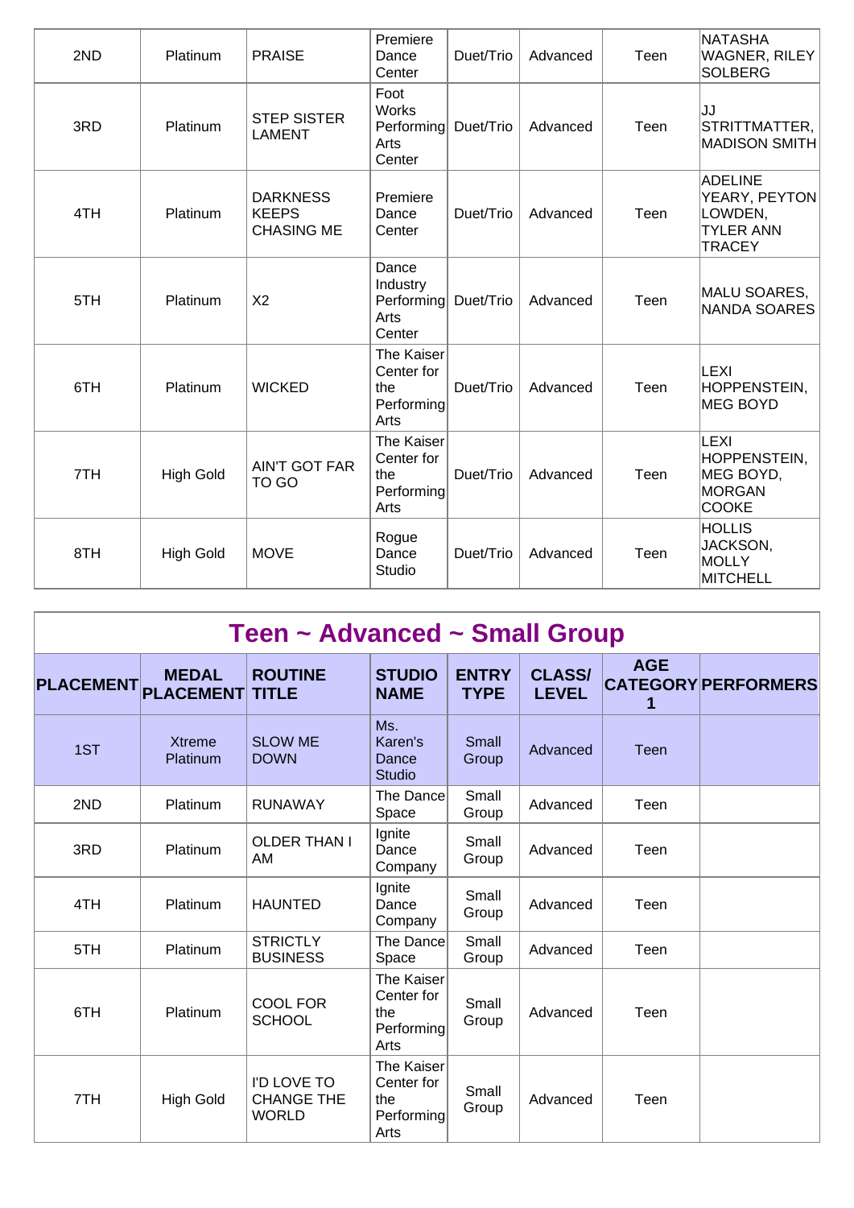| | | | | | | | |
|---|---|---|---|---|---|---|---|
| 2ND | Platinum | PRAISE | Premiere Dance Center | Duet/Trio | Advanced | Teen | NATASHA WAGNER, RILEY SOLBERG |
| 3RD | Platinum | STEP SISTER LAMENT | Foot Works Performing Arts Center | Duet/Trio | Advanced | Teen | JJ STRITTMATTER, MADISON SMITH |
| 4TH | Platinum | DARKNESS KEEPS CHASING ME | Premiere Dance Center | Duet/Trio | Advanced | Teen | ADELINE YEARY, PEYTON LOWDEN, TYLER ANN TRACEY |
| 5TH | Platinum | X2 | Dance Industry Performing Arts Center | Duet/Trio | Advanced | Teen | MALU SOARES, NANDA SOARES |
| 6TH | Platinum | WICKED | The Kaiser Center for the Performing Arts | Duet/Trio | Advanced | Teen | LEXI HOPPENSTEIN, MEG BOYD |
| 7TH | High Gold | AIN'T GOT FAR TO GO | The Kaiser Center for the Performing Arts | Duet/Trio | Advanced | Teen | LEXI HOPPENSTEIN, MEG BOYD, MORGAN COOKE |
| 8TH | High Gold | MOVE | Rogue Dance Studio | Duet/Trio | Advanced | Teen | HOLLIS JACKSON, MOLLY MITCHELL |

## Teen ~ Advanced ~ Small Group

| PLACEMENT | MEDAL PLACEMENT | ROUTINE TITLE | STUDIO NAME | ENTRY TYPE | CLASS/ LEVEL | AGE CATEGORY 1 | PERFORMERS |
|---|---|---|---|---|---|---|---|
| 1ST | Xtreme Platinum | SLOW ME DOWN | Ms. Karen's Dance Studio | Small Group | Advanced | Teen | |
| 2ND | Platinum | RUNAWAY | The Dance Space | Small Group | Advanced | Teen | |
| 3RD | Platinum | OLDER THAN I AM | Ignite Dance Company | Small Group | Advanced | Teen | |
| 4TH | Platinum | HAUNTED | Ignite Dance Company | Small Group | Advanced | Teen | |
| 5TH | Platinum | STRICTLY BUSINESS | The Dance Space | Small Group | Advanced | Teen | |
| 6TH | Platinum | COOL FOR SCHOOL | The Kaiser Center for the Performing Arts | Small Group | Advanced | Teen | |
| 7TH | High Gold | I'D LOVE TO CHANGE THE WORLD | The Kaiser Center for the Performing Arts | Small Group | Advanced | Teen | |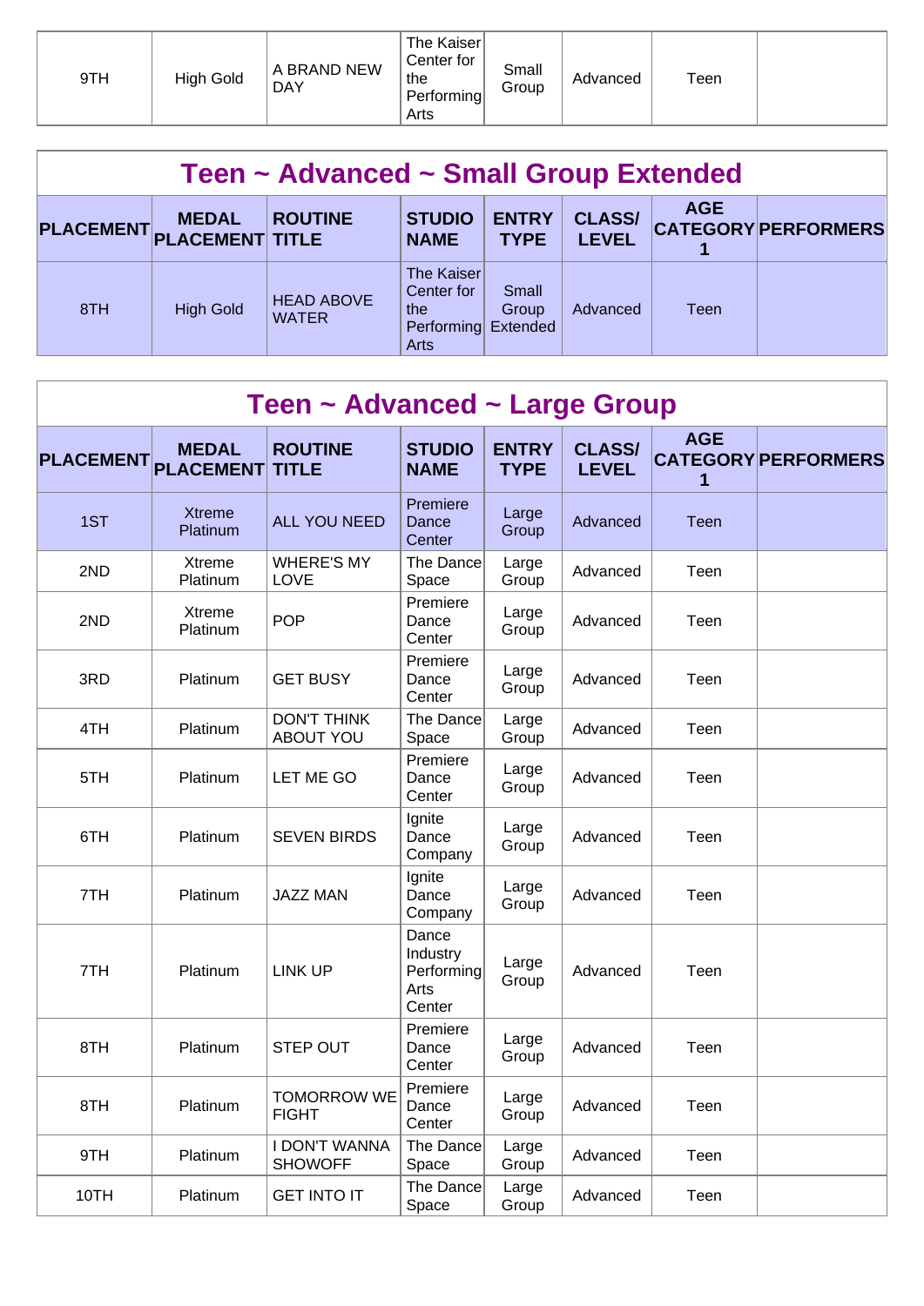| 9TH | High Gold | A BRAND NEW DAY | The Kaiser Center for the Performing Arts | Small Group | Advanced | Teen | |
|---|---|---|---|---|---|---|---|

## Teen ~ Advanced ~ Small Group Extended

| PLACEMENT | MEDAL PLACEMENT | ROUTINE TITLE | STUDIO NAME | ENTRY TYPE | CLASS/ LEVEL | AGE CATEGORY 1 | PERFORMERS |
|---|---|---|---|---|---|---|---|
| 8TH | High Gold | HEAD ABOVE WATER | The Kaiser Center for the Performing Arts | Small Group Extended | Advanced | Teen | |

## Teen ~ Advanced ~ Large Group

| PLACEMENT | MEDAL PLACEMENT | ROUTINE TITLE | STUDIO NAME | ENTRY TYPE | CLASS/ LEVEL | AGE CATEGORY 1 | PERFORMERS |
|---|---|---|---|---|---|---|---|
| 1ST | Xtreme Platinum | ALL YOU NEED | Premiere Dance Center | Large Group | Advanced | Teen | |
| 2ND | Xtreme Platinum | WHERE'S MY LOVE | The Dance Space | Large Group | Advanced | Teen | |
| 2ND | Xtreme Platinum | POP | Premiere Dance Center | Large Group | Advanced | Teen | |
| 3RD | Platinum | GET BUSY | Premiere Dance Center | Large Group | Advanced | Teen | |
| 4TH | Platinum | DON'T THINK ABOUT YOU | The Dance Space | Large Group | Advanced | Teen | |
| 5TH | Platinum | LET ME GO | Premiere Dance Center | Large Group | Advanced | Teen | |
| 6TH | Platinum | SEVEN BIRDS | Ignite Dance Company | Large Group | Advanced | Teen | |
| 7TH | Platinum | JAZZ MAN | Ignite Dance Company | Large Group | Advanced | Teen | |
| 7TH | Platinum | LINK UP | Dance Industry Performing Arts Center | Large Group | Advanced | Teen | |
| 8TH | Platinum | STEP OUT | Premiere Dance Center | Large Group | Advanced | Teen | |
| 8TH | Platinum | TOMORROW WE FIGHT | Premiere Dance Center | Large Group | Advanced | Teen | |
| 9TH | Platinum | I DON'T WANNA SHOWOFF | The Dance Space | Large Group | Advanced | Teen | |
| 10TH | Platinum | GET INTO IT | The Dance Space | Large Group | Advanced | Teen | |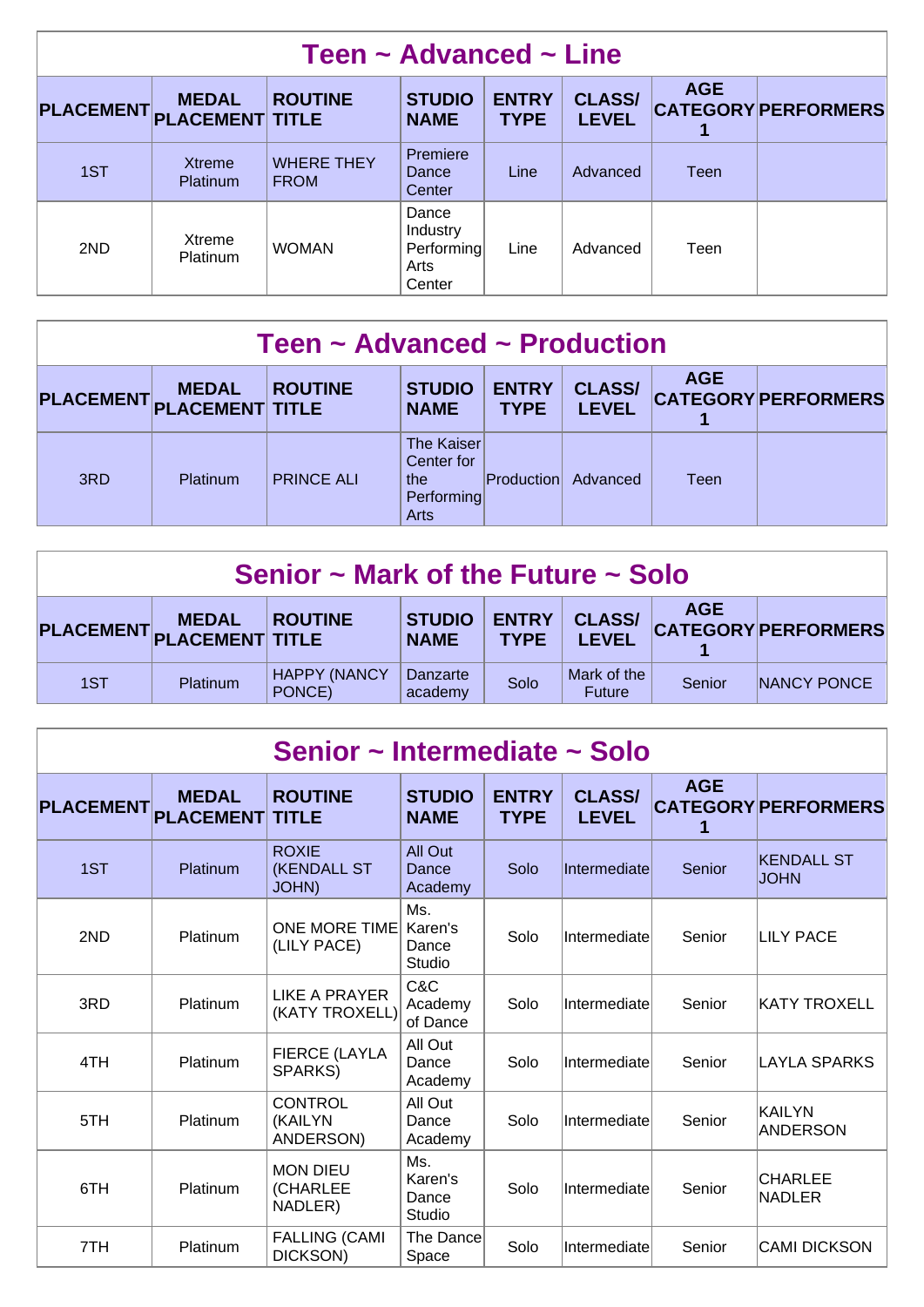## Teen ~ Advanced ~ Line

| PLACEMENT | MEDAL PLACEMENT | ROUTINE TITLE | STUDIO NAME | ENTRY TYPE | CLASS/ LEVEL | AGE CATEGORY 1 | PERFORMERS |
|---|---|---|---|---|---|---|---|
| 1ST | Xtreme Platinum | WHERE THEY FROM | Premiere Dance Center | Line | Advanced | Teen | |
| 2ND | Xtreme Platinum | WOMAN | Dance Industry Performing Arts Center | Line | Advanced | Teen | |

## Teen ~ Advanced ~ Production

| PLACEMENT | MEDAL PLACEMENT | ROUTINE TITLE | STUDIO NAME | ENTRY TYPE | CLASS/ LEVEL | AGE CATEGORY 1 | PERFORMERS |
|---|---|---|---|---|---|---|---|
| 3RD | Platinum | PRINCE ALI | The Kaiser Center for the Performing Arts | Production | Advanced | Teen | |

## Senior ~ Mark of the Future ~ Solo

| PLACEMENT | MEDAL PLACEMENT | ROUTINE TITLE | STUDIO NAME | ENTRY TYPE | CLASS/ LEVEL | AGE CATEGORY 1 | PERFORMERS |
|---|---|---|---|---|---|---|---|
| 1ST | Platinum | HAPPY (NANCY PONCE) | Danzarte academy | Solo | Mark of the Future | Senior | NANCY PONCE |

## Senior ~ Intermediate ~ Solo

| PLACEMENT | MEDAL PLACEMENT | ROUTINE TITLE | STUDIO NAME | ENTRY TYPE | CLASS/ LEVEL | AGE CATEGORY 1 | PERFORMERS |
|---|---|---|---|---|---|---|---|
| 1ST | Platinum | ROXIE (KENDALL ST JOHN) | All Out Dance Academy | Solo | Intermediate | Senior | KENDALL ST JOHN |
| 2ND | Platinum | ONE MORE TIME (LILY PACE) | Ms. Karen's Dance Studio | Solo | Intermediate | Senior | LILY PACE |
| 3RD | Platinum | LIKE A PRAYER (KATY TROXELL) | C&C Academy of Dance | Solo | Intermediate | Senior | KATY TROXELL |
| 4TH | Platinum | FIERCE (LAYLA SPARKS) | All Out Dance Academy | Solo | Intermediate | Senior | LAYLA SPARKS |
| 5TH | Platinum | CONTROL (KAILYN ANDERSON) | All Out Dance Academy | Solo | Intermediate | Senior | KAILYN ANDERSON |
| 6TH | Platinum | MON DIEU (CHARLEE NADLER) | Ms. Karen's Dance Studio | Solo | Intermediate | Senior | CHARLEE NADLER |
| 7TH | Platinum | FALLING (CAMI DICKSON) | The Dance Space | Solo | Intermediate | Senior | CAMI DICKSON |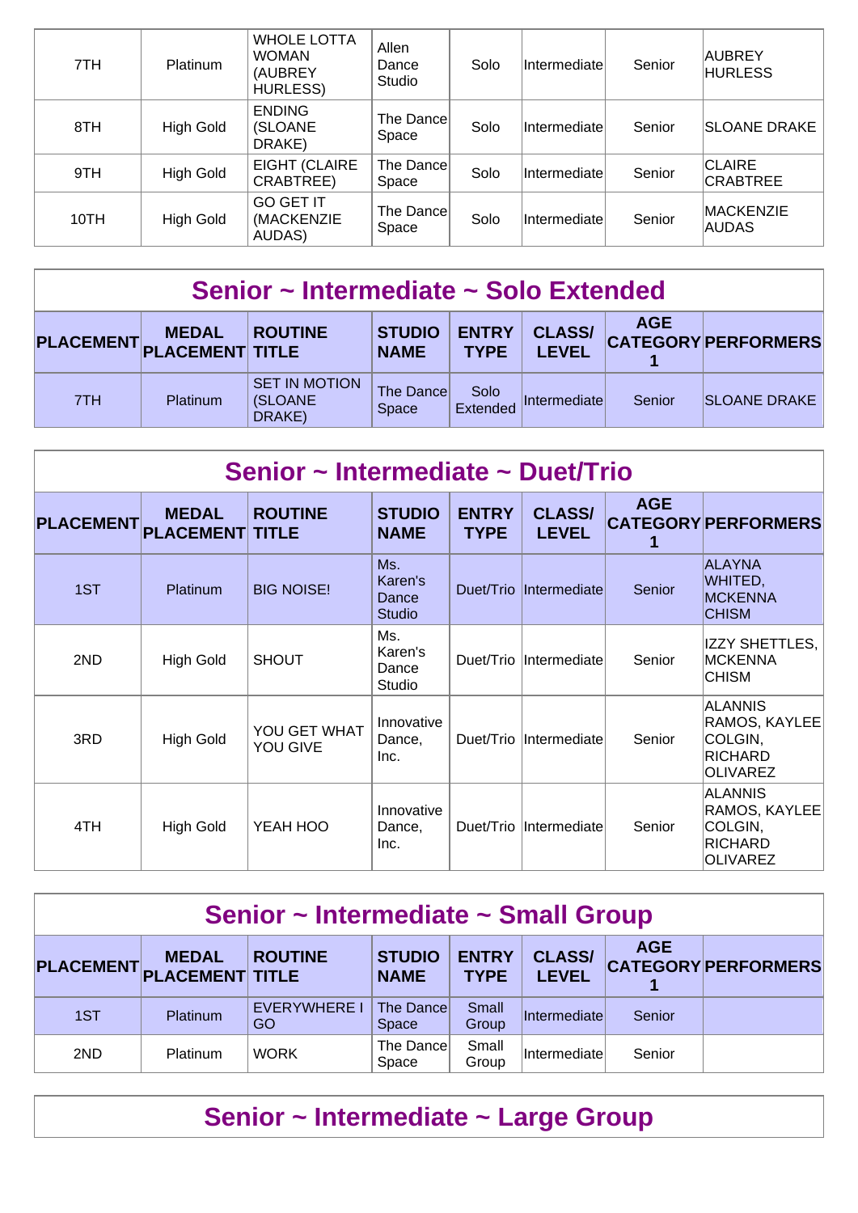| PLACEMENT | MEDAL PLACEMENT | ROUTINE TITLE | STUDIO NAME | ENTRY TYPE | CLASS/ LEVEL | AGE CATEGORY 1 | PERFORMERS |
|---|---|---|---|---|---|---|---|
| 7TH | Platinum | WHOLE LOTTA WOMAN (AUBREY HURLESS) | Allen Dance Studio | Solo | Intermediate | Senior | AUBREY HURLESS |
| 8TH | High Gold | ENDING (SLOANE DRAKE) | The Dance Space | Solo | Intermediate | Senior | SLOANE DRAKE |
| 9TH | High Gold | EIGHT (CLAIRE CRABTREE) | The Dance Space | Solo | Intermediate | Senior | CLAIRE CRABTREE |
| 10TH | High Gold | GO GET IT (MACKENZIE AUDAS) | The Dance Space | Solo | Intermediate | Senior | MACKENZIE AUDAS |

## Senior ~ Intermediate ~ Solo Extended

| PLACEMENT | MEDAL PLACEMENT | ROUTINE TITLE | STUDIO NAME | ENTRY TYPE | CLASS/ LEVEL | AGE CATEGORY 1 | PERFORMERS |
|---|---|---|---|---|---|---|---|
| 7TH | Platinum | SET IN MOTION (SLOANE DRAKE) | The Dance Space | Solo Extended | Intermediate | Senior | SLOANE DRAKE |

## Senior ~ Intermediate ~ Duet/Trio

| PLACEMENT | MEDAL PLACEMENT | ROUTINE TITLE | STUDIO NAME | ENTRY TYPE | CLASS/ LEVEL | AGE CATEGORY 1 | PERFORMERS |
|---|---|---|---|---|---|---|---|
| 1ST | Platinum | BIG NOISE! | Ms. Karen's Dance Studio | Duet/Trio | Intermediate | Senior | ALAYNA WHITED, MCKENNA CHISM |
| 2ND | High Gold | SHOUT | Ms. Karen's Dance Studio | Duet/Trio | Intermediate | Senior | IZZY SHETTLES, MCKENNA CHISM |
| 3RD | High Gold | YOU GET WHAT YOU GIVE | Innovative Dance, Inc. | Duet/Trio | Intermediate | Senior | ALANNIS RAMOS, KAYLEE COLGIN, RICHARD OLIVAREZ |
| 4TH | High Gold | YEAH HOO | Innovative Dance, Inc. | Duet/Trio | Intermediate | Senior | ALANNIS RAMOS, KAYLEE COLGIN, RICHARD OLIVAREZ |

## Senior ~ Intermediate ~ Small Group

| PLACEMENT | MEDAL PLACEMENT | ROUTINE TITLE | STUDIO NAME | ENTRY TYPE | CLASS/ LEVEL | AGE CATEGORY 1 | PERFORMERS |
|---|---|---|---|---|---|---|---|
| 1ST | Platinum | EVERYWHERE I GO | The Dance Space | Small Group | Intermediate | Senior | |
| 2ND | Platinum | WORK | The Dance Space | Small Group | Intermediate | Senior | |

## Senior ~ Intermediate ~ Large Group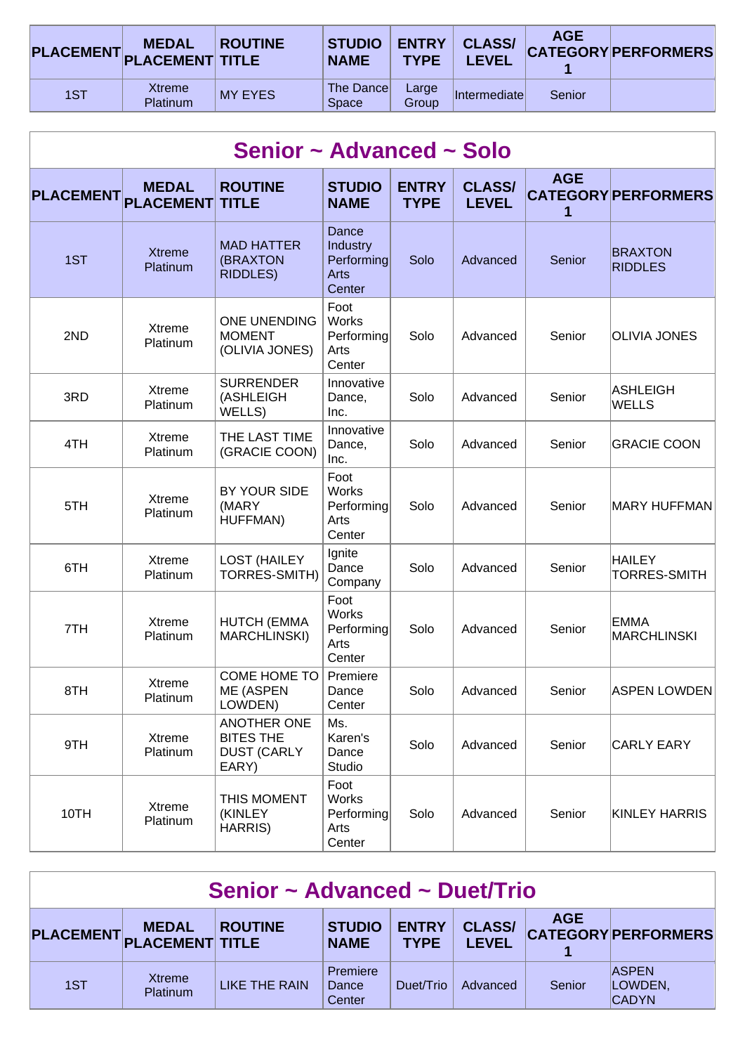| PLACEMENT | MEDAL PLACEMENT | ROUTINE TITLE | STUDIO NAME | ENTRY TYPE | CLASS/ LEVEL | AGE CATEGORY 1 | PERFORMERS |
|---|---|---|---|---|---|---|---|
| 1ST | Xtreme Platinum | MY EYES | The Dance Space | Large Group | Intermediate | Senior | |

## Senior ~ Advanced ~ Solo

| PLACEMENT | MEDAL PLACEMENT | ROUTINE TITLE | STUDIO NAME | ENTRY TYPE | CLASS/ LEVEL | AGE CATEGORY 1 | PERFORMERS |
|---|---|---|---|---|---|---|---|
| 1ST | Xtreme Platinum | MAD HATTER (BRAXTON RIDDLES) | Dance Industry Performing Arts Center | Solo | Advanced | Senior | BRAXTON RIDDLES |
| 2ND | Xtreme Platinum | ONE UNENDING MOMENT (OLIVIA JONES) | Foot Works Performing Arts Center | Solo | Advanced | Senior | OLIVIA JONES |
| 3RD | Xtreme Platinum | SURRENDER (ASHLEIGH WELLS) | Innovative Dance, Inc. | Solo | Advanced | Senior | ASHLEIGH WELLS |
| 4TH | Xtreme Platinum | THE LAST TIME (GRACIE COON) | Innovative Dance, Inc. | Solo | Advanced | Senior | GRACIE COON |
| 5TH | Xtreme Platinum | BY YOUR SIDE (MARY HUFFMAN) | Foot Works Performing Arts Center | Solo | Advanced | Senior | MARY HUFFMAN |
| 6TH | Xtreme Platinum | LOST (HAILEY TORRES-SMITH) | Ignite Dance Company | Solo | Advanced | Senior | HAILEY TORRES-SMITH |
| 7TH | Xtreme Platinum | HUTCH (EMMA MARCHLINSKI) | Foot Works Performing Arts Center | Solo | Advanced | Senior | EMMA MARCHLINSKI |
| 8TH | Xtreme Platinum | COME HOME TO ME (ASPEN LOWDEN) | Premiere Dance Center | Solo | Advanced | Senior | ASPEN LOWDEN |
| 9TH | Xtreme Platinum | ANOTHER ONE BITES THE DUST (CARLY EARY) | Ms. Karen's Dance Studio | Solo | Advanced | Senior | CARLY EARY |
| 10TH | Xtreme Platinum | THIS MOMENT (KINLEY HARRIS) | Foot Works Performing Arts Center | Solo | Advanced | Senior | KINLEY HARRIS |

## Senior ~ Advanced ~ Duet/Trio

| PLACEMENT | MEDAL PLACEMENT | ROUTINE TITLE | STUDIO NAME | ENTRY TYPE | CLASS/ LEVEL | AGE CATEGORY 1 | PERFORMERS |
|---|---|---|---|---|---|---|---|
| 1ST | Xtreme Platinum | LIKE THE RAIN | Premiere Dance Center | Duet/Trio | Advanced | Senior | ASPEN LOWDEN, CADYN |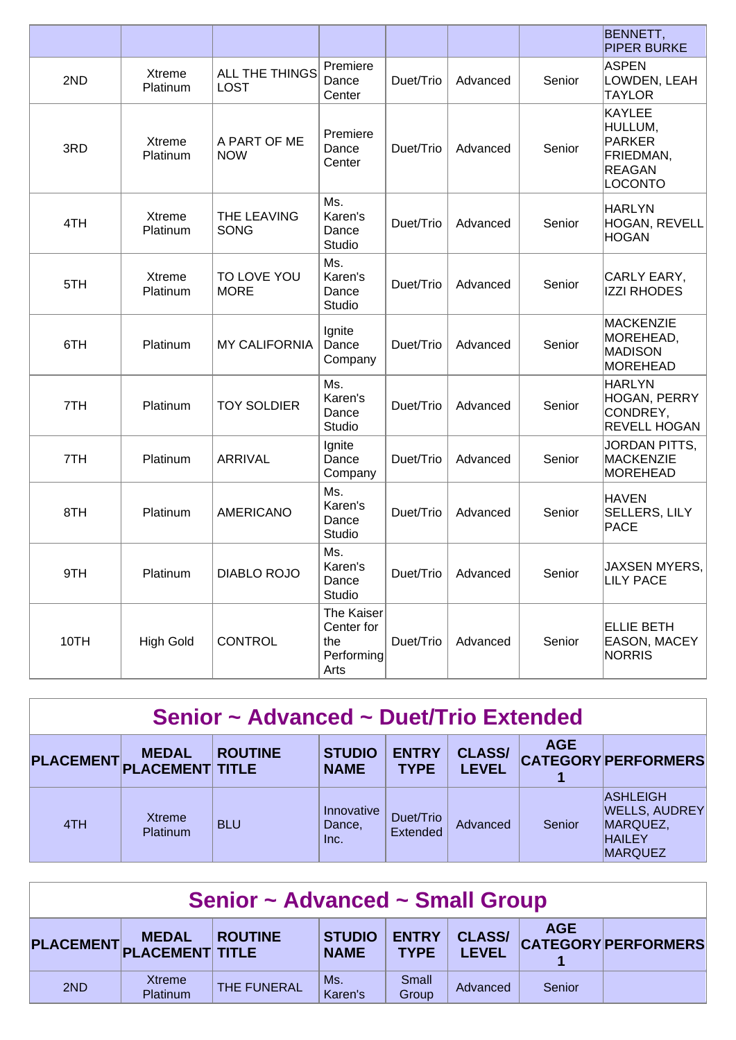| | | | | | | | BENNETT, PIPER BURKE |
|---|---|---|---|---|---|---|---|
| 2ND | Xtreme Platinum | ALL THE THINGS LOST | Premiere Dance Center | Duet/Trio | Advanced | Senior | ASPEN LOWDEN, LEAH TAYLOR |
| 3RD | Xtreme Platinum | A PART OF ME NOW | Premiere Dance Center | Duet/Trio | Advanced | Senior | KAYLEE HULLUM, PARKER FRIEDMAN, REAGAN LOCONTO |
| 4TH | Xtreme Platinum | THE LEAVING SONG | Ms. Karen's Dance Studio | Duet/Trio | Advanced | Senior | HARLYN HOGAN, REVELL HOGAN |
| 5TH | Xtreme Platinum | TO LOVE YOU MORE | Ms. Karen's Dance Studio | Duet/Trio | Advanced | Senior | CARLY EARY, IZZI RHODES |
| 6TH | Platinum | MY CALIFORNIA | Ignite Dance Company | Duet/Trio | Advanced | Senior | MACKENZIE MOREHEAD, MADISON MOREHEAD |
| 7TH | Platinum | TOY SOLDIER | Ms. Karen's Dance Studio | Duet/Trio | Advanced | Senior | HARLYN HOGAN, PERRY CONDREY, REVELL HOGAN |
| 7TH | Platinum | ARRIVAL | Ignite Dance Company | Duet/Trio | Advanced | Senior | JORDAN PITTS, MACKENZIE MOREHEAD |
| 8TH | Platinum | AMERICANO | Ms. Karen's Dance Studio | Duet/Trio | Advanced | Senior | HAVEN SELLERS, LILY PACE |
| 9TH | Platinum | DIABLO ROJO | Ms. Karen's Dance Studio | Duet/Trio | Advanced | Senior | JAXSEN MYERS, LILY PACE |
| 10TH | High Gold | CONTROL | The Kaiser Center for the Performing Arts | Duet/Trio | Advanced | Senior | ELLIE BETH EASON, MACEY NORRIS |

## Senior ~ Advanced ~ Duet/Trio Extended

| PLACEMENT | MEDAL PLACEMENT | ROUTINE TITLE | STUDIO NAME | ENTRY TYPE | CLASS/ LEVEL | AGE CATEGORY 1 | PERFORMERS |
|---|---|---|---|---|---|---|---|
| 4TH | Xtreme Platinum | BLU | Innovative Dance, Inc. | Duet/Trio Extended | Advanced | Senior | ASHLEIGH WELLS, AUDREY MARQUEZ, HAILEY MARQUEZ |

## Senior ~ Advanced ~ Small Group

| PLACEMENT | MEDAL PLACEMENT | ROUTINE TITLE | STUDIO NAME | ENTRY TYPE | CLASS/ LEVEL | AGE CATEGORY 1 | PERFORMERS |
|---|---|---|---|---|---|---|---|
| 2ND | Xtreme Platinum | THE FUNERAL | Ms. Karen's | Small Group | Advanced | Senior | |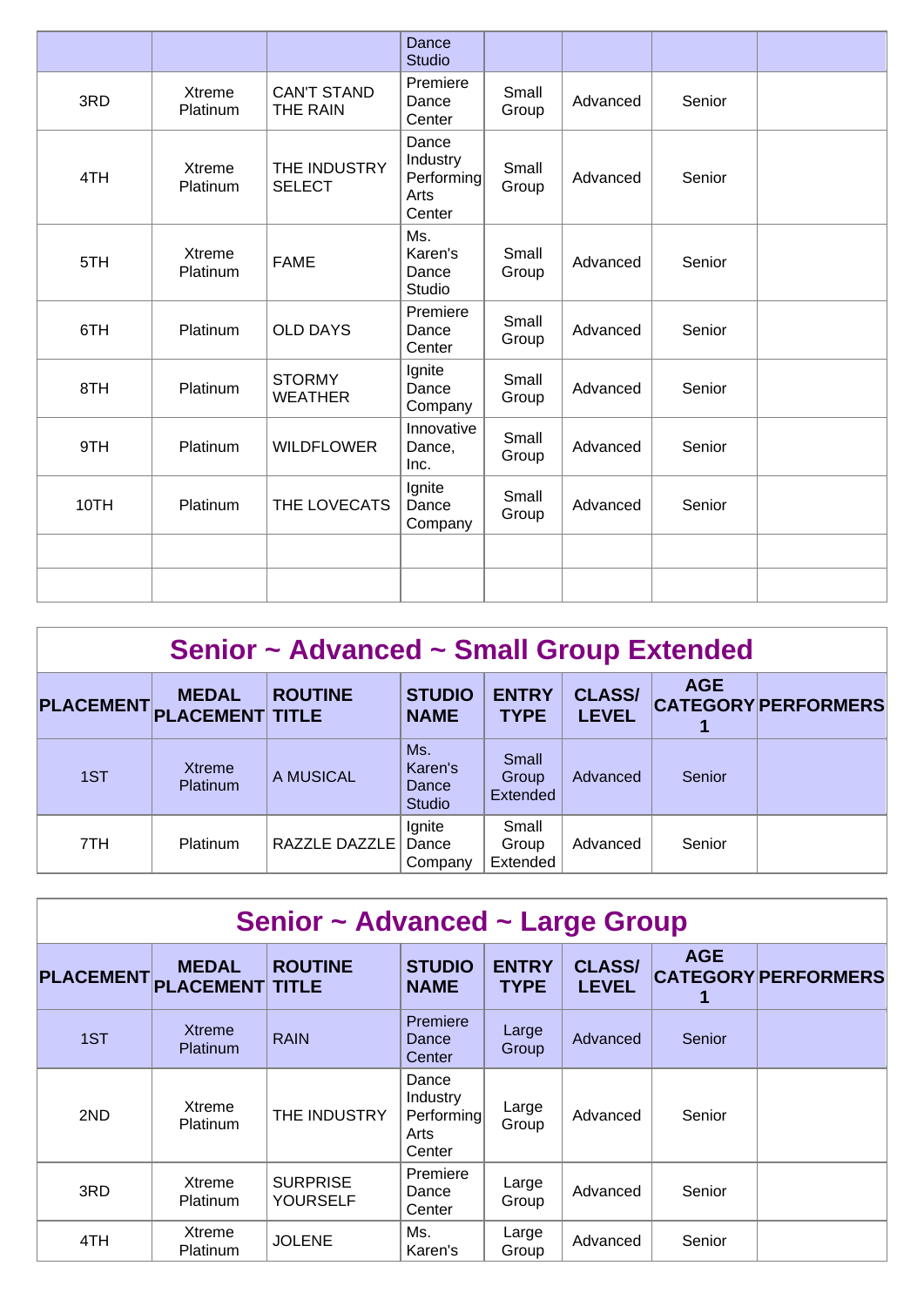| | | | Dance Studio | | | | |
|---|---|---|---|---|---|---|---|
| 3RD | Xtreme Platinum | CAN'T STAND THE RAIN | Premiere Dance Center | Small Group | Advanced | Senior | |
| 4TH | Xtreme Platinum | THE INDUSTRY SELECT | Dance Industry Performing Arts Center | Small Group | Advanced | Senior | |
| 5TH | Xtreme Platinum | FAME | Ms. Karen's Dance Studio | Small Group | Advanced | Senior | |
| 6TH | Platinum | OLD DAYS | Premiere Dance Center | Small Group | Advanced | Senior | |
| 8TH | Platinum | STORMY WEATHER | Ignite Dance Company | Small Group | Advanced | Senior | |
| 9TH | Platinum | WILDFLOWER | Innovative Dance, Inc. | Small Group | Advanced | Senior | |
| 10TH | Platinum | THE LOVECATS | Ignite Dance Company | Small Group | Advanced | Senior | |
| | | | | | | | |
| | | | | | | | |

## Senior ~ Advanced ~ Small Group Extended

| PLACEMENT | MEDAL PLACEMENT | ROUTINE TITLE | STUDIO NAME | ENTRY TYPE | CLASS/ LEVEL | AGE CATEGORY 1 | PERFORMERS |
|---|---|---|---|---|---|---|---|
| 1ST | Xtreme Platinum | A MUSICAL | Ms. Karen's Dance Studio | Small Group Extended | Advanced | Senior | |
| 7TH | Platinum | RAZZLE DAZZLE | Ignite Dance Company | Small Group Extended | Advanced | Senior | |

## Senior ~ Advanced ~ Large Group

| PLACEMENT | MEDAL PLACEMENT | ROUTINE TITLE | STUDIO NAME | ENTRY TYPE | CLASS/ LEVEL | AGE CATEGORY 1 | PERFORMERS |
|---|---|---|---|---|---|---|---|
| 1ST | Xtreme Platinum | RAIN | Premiere Dance Center | Large Group | Advanced | Senior | |
| 2ND | Xtreme Platinum | THE INDUSTRY | Dance Industry Performing Arts Center | Large Group | Advanced | Senior | |
| 3RD | Xtreme Platinum | SURPRISE YOURSELF | Premiere Dance Center | Large Group | Advanced | Senior | |
| 4TH | Xtreme Platinum | JOLENE | Ms. Karen's | Large Group | Advanced | Senior | |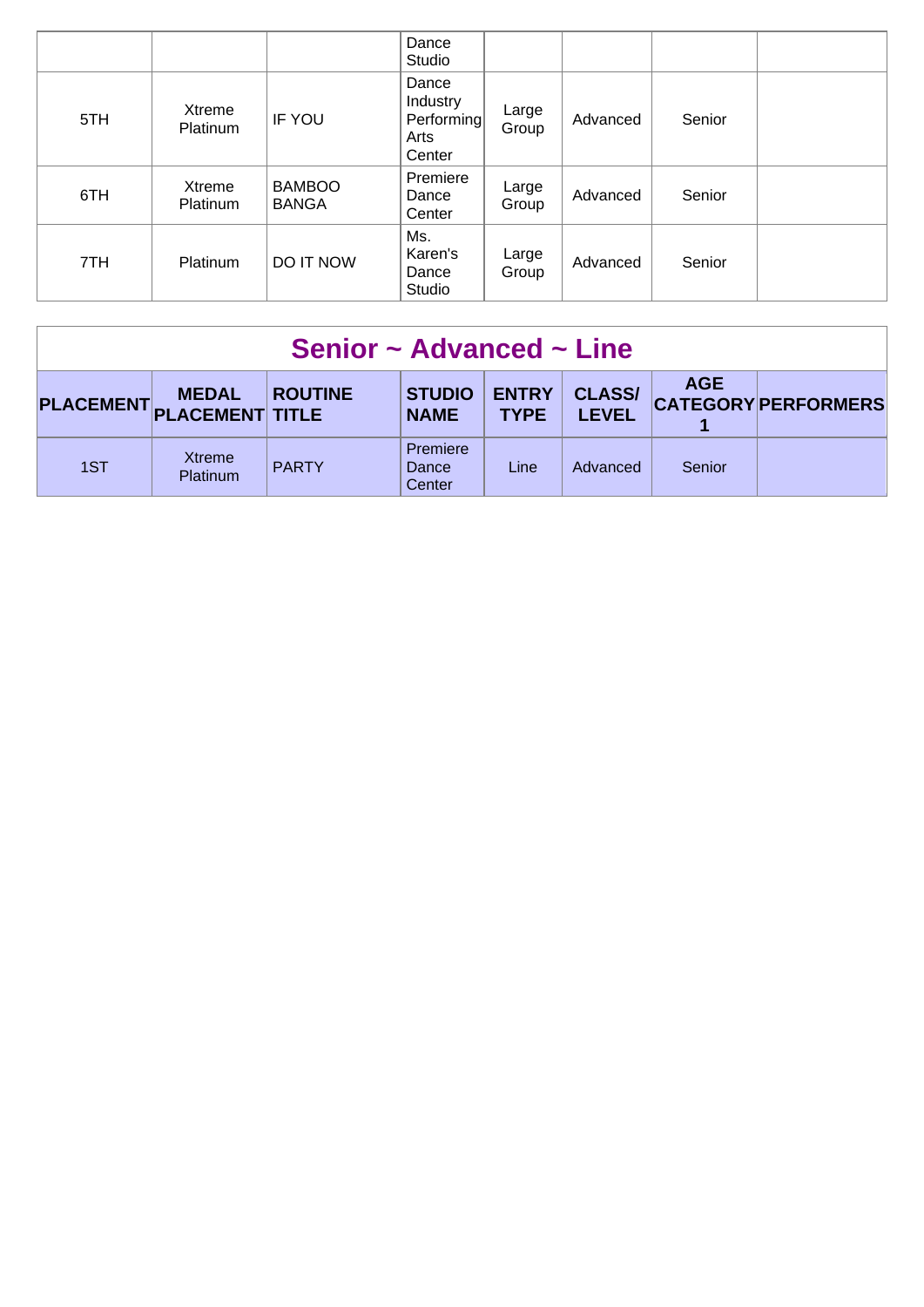| | | | Dance Studio | | | | |
|---|---|---|---|---|---|---|---|
| 5TH | Xtreme Platinum | IF YOU | Dance Industry Performing Arts Center | Large Group | Advanced | Senior | |
| 6TH | Xtreme Platinum | BAMBOO BANGA | Premiere Dance Center | Large Group | Advanced | Senior | |
| 7TH | Platinum | DO IT NOW | Ms. Karen's Dance Studio | Large Group | Advanced | Senior | |

## Senior ~ Advanced ~ Line

| PLACEMENT | MEDAL PLACEMENT | ROUTINE TITLE | STUDIO NAME | ENTRY TYPE | CLASS/ LEVEL | AGE CATEGORY 1 | PERFORMERS |
|---|---|---|---|---|---|---|---|
| 1ST | Xtreme Platinum | PARTY | Premiere Dance Center | Line | Advanced | Senior | |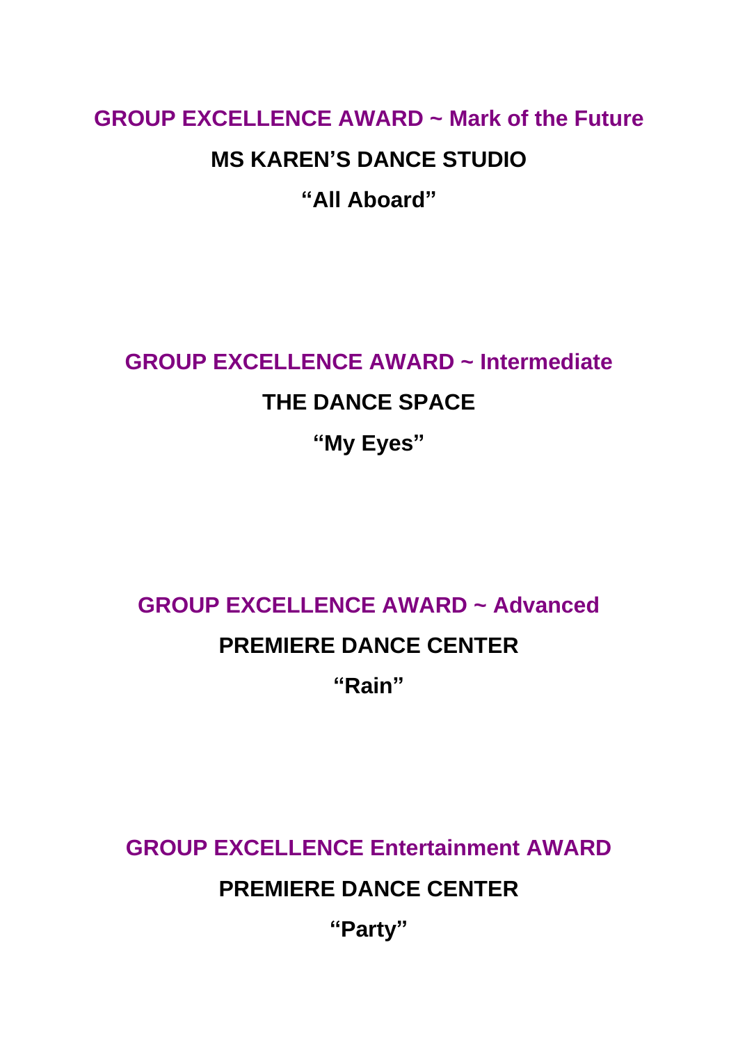## GROUP EXCELLENCE AWARD ~ Mark of the Future

**MS KAREN'S DANCE STUDIO**

**"All Aboard"**

## GROUP EXCELLENCE AWARD ~ Intermediate

**THE DANCE SPACE**

**"My Eyes"**

## GROUP EXCELLENCE AWARD ~ Advanced

**PREMIERE DANCE CENTER**

**"Rain"**

## GROUP EXCELLENCE Entertainment AWARD

**PREMIERE DANCE CENTER**

**"Party"**